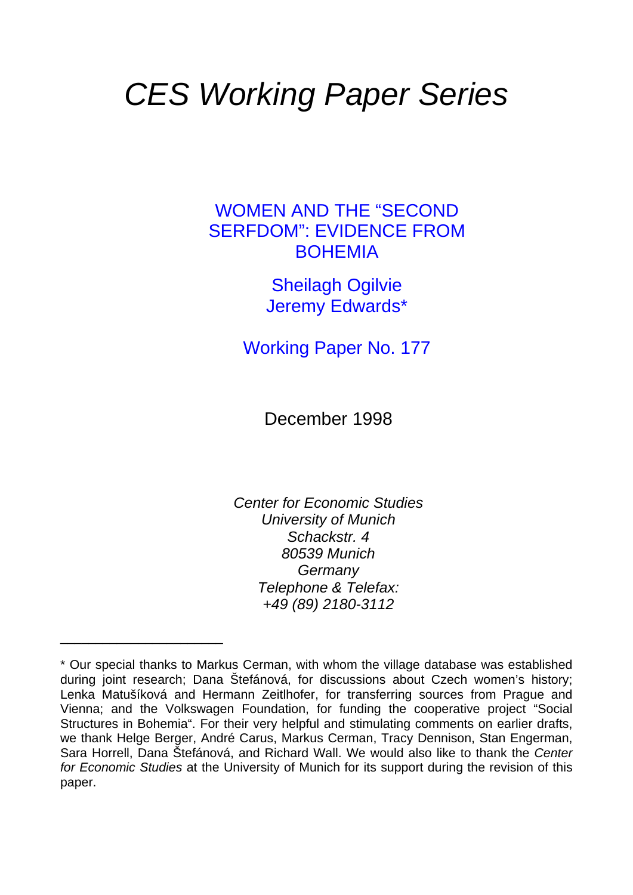# *CES Working Paper Series*

## WOMEN AND THE "SECOND SERFDOM": EVIDENCE FROM BOHEMIA

Sheilagh Ogilvie
Jeremy Edwards*

Working Paper No. 177

December 1998

*Center for Economic Studies*
*University of Munich*
*Schackstr. 4*
*80539 Munich*
*Germany*
*Telephone & Telefax:*
*+49 (89) 2180-3112*

---

\* Our special thanks to Markus Cerman, with whom the village database was established during joint research; Dana Štefánová, for discussions about Czech women's history; Lenka Matušíková and Hermann Zeitlhofer, for transferring sources from Prague and Vienna; and the Volkswagen Foundation, for funding the cooperative project "Social Structures in Bohemia". For their very helpful and stimulating comments on earlier drafts, we thank Helge Berger, André Carus, Markus Cerman, Tracy Dennison, Stan Engerman, Sara Horrell, Dana Štefánová, and Richard Wall. We would also like to thank the *Center for Economic Studies* at the University of Munich for its support during the revision of this paper.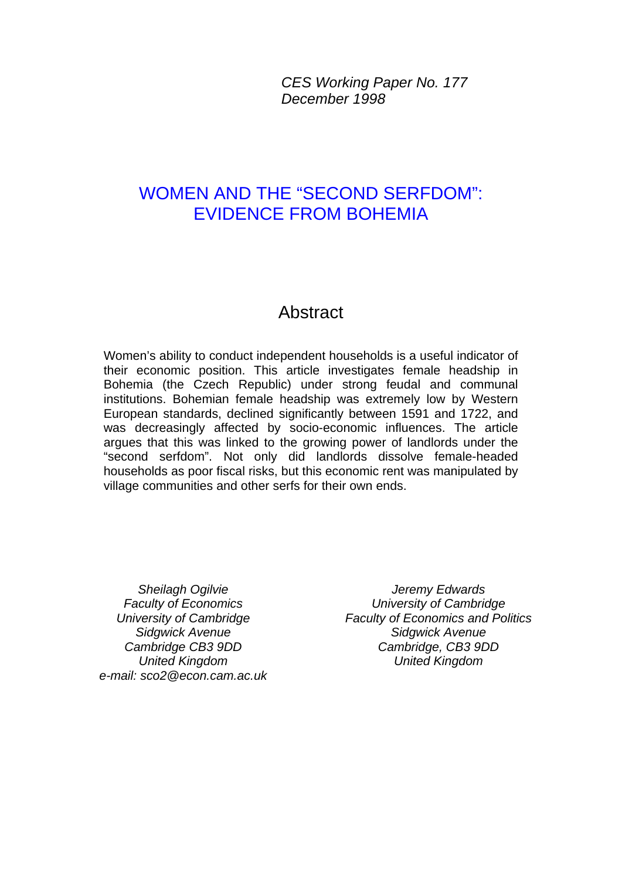*CES Working Paper No. 177*
*December 1998*

# WOMEN AND THE "SECOND SERFDOM": EVIDENCE FROM BOHEMIA

## Abstract

Women's ability to conduct independent households is a useful indicator of their economic position. This article investigates female headship in Bohemia (the Czech Republic) under strong feudal and communal institutions. Bohemian female headship was extremely low by Western European standards, declined significantly between 1591 and 1722, and was decreasingly affected by socio-economic influences. The article argues that this was linked to the growing power of landlords under the "second serfdom". Not only did landlords dissolve female-headed households as poor fiscal risks, but this economic rent was manipulated by village communities and other serfs for their own ends.

*Sheilagh Ogilvie*
*Faculty of Economics*
*University of Cambridge*
*Sidgwick Avenue*
*Cambridge CB3 9DD*
*United Kingdom*
*e-mail: sco2@econ.cam.ac.uk*

*Jeremy Edwards*
*University of Cambridge*
*Faculty of Economics and Politics*
*Sidgwick Avenue*
*Cambridge, CB3 9DD*
*United Kingdom*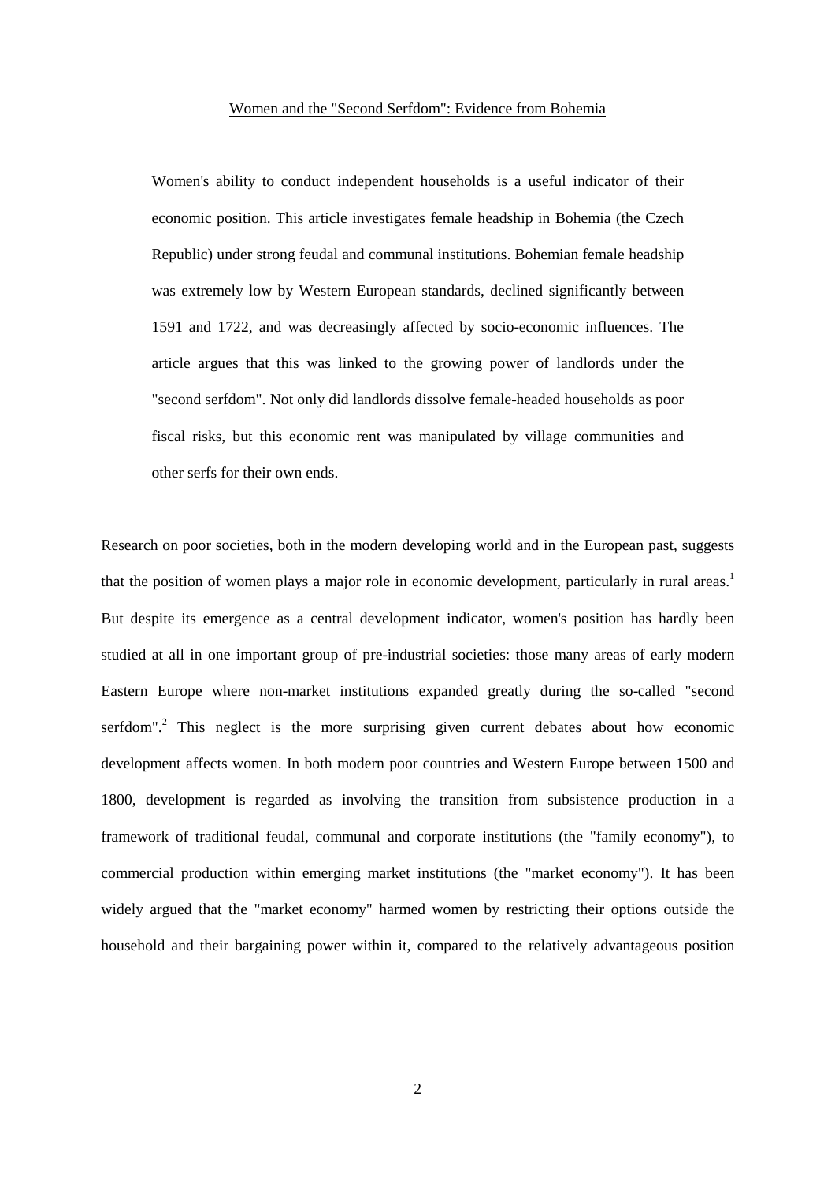Women and the "Second Serfdom": Evidence from Bohemia

> Women's ability to conduct independent households is a useful indicator of their economic position. This article investigates female headship in Bohemia (the Czech Republic) under strong feudal and communal institutions. Bohemian female headship was extremely low by Western European standards, declined significantly between 1591 and 1722, and was decreasingly affected by socio-economic influences. The article argues that this was linked to the growing power of landlords under the "second serfdom". Not only did landlords dissolve female-headed households as poor fiscal risks, but this economic rent was manipulated by village communities and other serfs for their own ends.

Research on poor societies, both in the modern developing world and in the European past, suggests that the position of women plays a major role in economic development, particularly in rural areas.[1] But despite its emergence as a central development indicator, women's position has hardly been studied at all in one important group of pre-industrial societies: those many areas of early modern Eastern Europe where non-market institutions expanded greatly during the so-called "second serfdom".[2] This neglect is the more surprising given current debates about how economic development affects women. In both modern poor countries and Western Europe between 1500 and 1800, development is regarded as involving the transition from subsistence production in a framework of traditional feudal, communal and corporate institutions (the "family economy"), to commercial production within emerging market institutions (the "market economy"). It has been widely argued that the "market economy" harmed women by restricting their options outside the household and their bargaining power within it, compared to the relatively advantageous position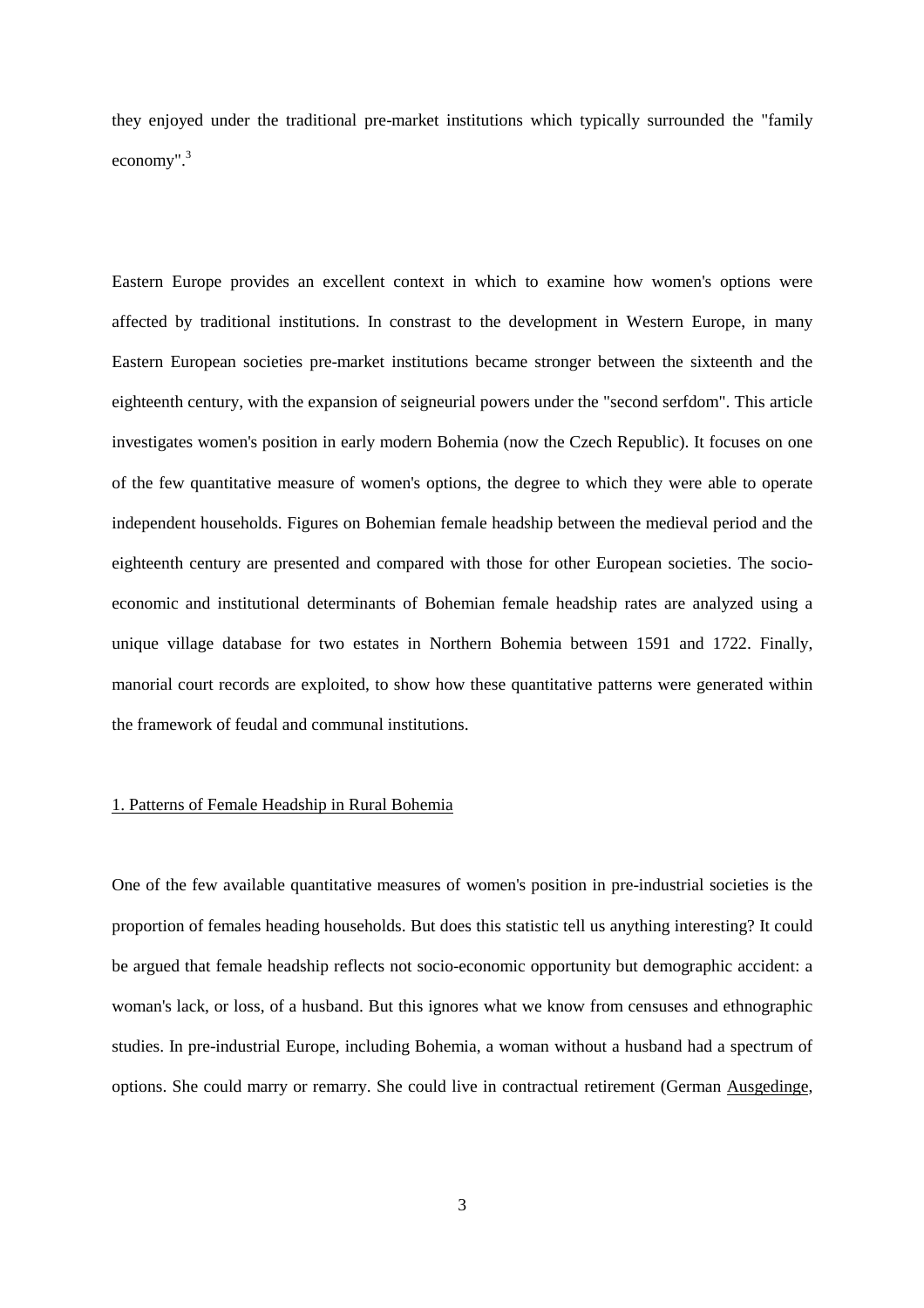they enjoyed under the traditional pre-market institutions which typically surrounded the "family economy".[3]

Eastern Europe provides an excellent context in which to examine how women's options were affected by traditional institutions. In constrast to the development in Western Europe, in many Eastern European societies pre-market institutions became stronger between the sixteenth and the eighteenth century, with the expansion of seigneurial powers under the "second serfdom". This article investigates women's position in early modern Bohemia (now the Czech Republic). It focuses on one of the few quantitative measure of women's options, the degree to which they were able to operate independent households. Figures on Bohemian female headship between the medieval period and the eighteenth century are presented and compared with those for other European societies. The socio-economic and institutional determinants of Bohemian female headship rates are analyzed using a unique village database for two estates in Northern Bohemia between 1591 and 1722. Finally, manorial court records are exploited, to show how these quantitative patterns were generated within the framework of feudal and communal institutions.

## 1. Patterns of Female Headship in Rural Bohemia

One of the few available quantitative measures of women's position in pre-industrial societies is the proportion of females heading households. But does this statistic tell us anything interesting? It could be argued that female headship reflects not socio-economic opportunity but demographic accident: a woman's lack, or loss, of a husband. But this ignores what we know from censuses and ethnographic studies. In pre-industrial Europe, including Bohemia, a woman without a husband had a spectrum of options. She could marry or remarry. She could live in contractual retirement (German Ausgedinge,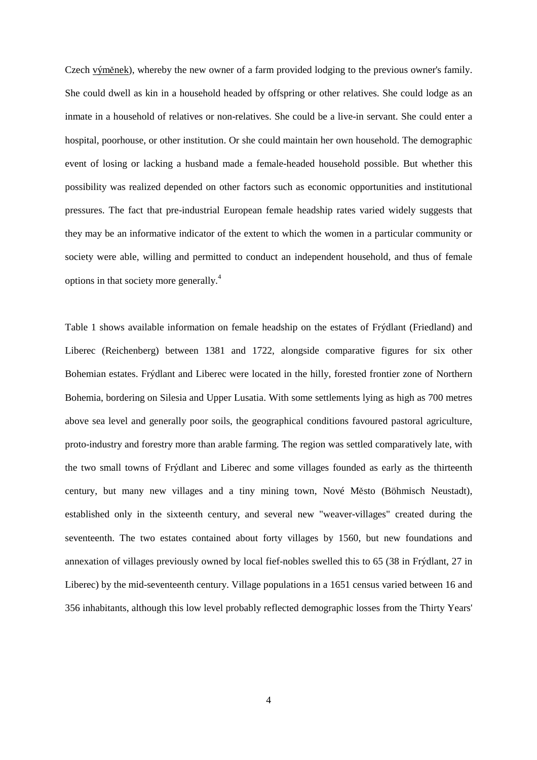Czech výměnek), whereby the new owner of a farm provided lodging to the previous owner's family. She could dwell as kin in a household headed by offspring or other relatives. She could lodge as an inmate in a household of relatives or non-relatives. She could be a live-in servant. She could enter a hospital, poorhouse, or other institution. Or she could maintain her own household. The demographic event of losing or lacking a husband made a female-headed household possible. But whether this possibility was realized depended on other factors such as economic opportunities and institutional pressures. The fact that pre-industrial European female headship rates varied widely suggests that they may be an informative indicator of the extent to which the women in a particular community or society were able, willing and permitted to conduct an independent household, and thus of female options in that society more generally.[4]

Table 1 shows available information on female headship on the estates of Frýdlant (Friedland) and Liberec (Reichenberg) between 1381 and 1722, alongside comparative figures for six other Bohemian estates. Frýdlant and Liberec were located in the hilly, forested frontier zone of Northern Bohemia, bordering on Silesia and Upper Lusatia. With some settlements lying as high as 700 metres above sea level and generally poor soils, the geographical conditions favoured pastoral agriculture, proto-industry and forestry more than arable farming. The region was settled comparatively late, with the two small towns of Frýdlant and Liberec and some villages founded as early as the thirteenth century, but many new villages and a tiny mining town, Nové Město (Böhmisch Neustadt), established only in the sixteenth century, and several new "weaver-villages" created during the seventeenth. The two estates contained about forty villages by 1560, but new foundations and annexation of villages previously owned by local fief-nobles swelled this to 65 (38 in Frýdlant, 27 in Liberec) by the mid-seventeenth century. Village populations in a 1651 census varied between 16 and 356 inhabitants, although this low level probably reflected demographic losses from the Thirty Years'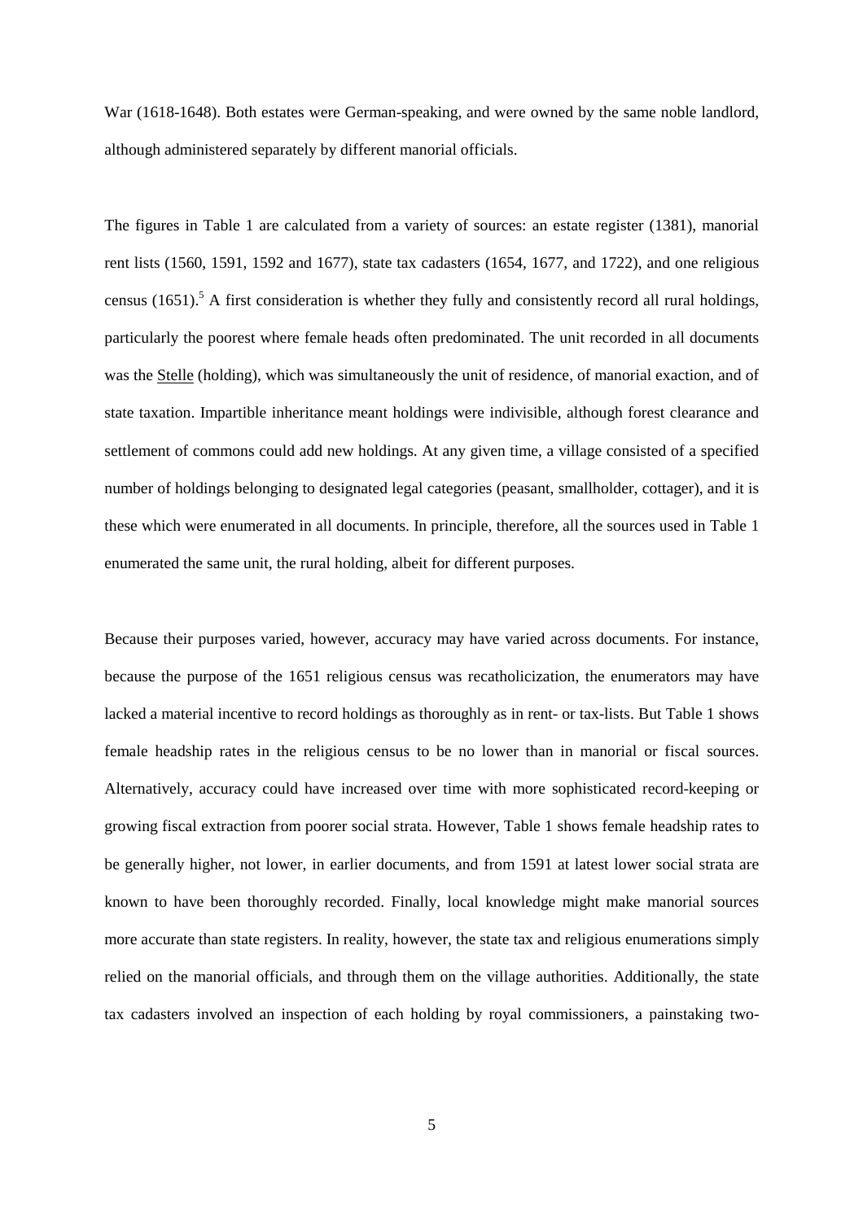War (1618-1648). Both estates were German-speaking, and were owned by the same noble landlord, although administered separately by different manorial officials.

The figures in Table 1 are calculated from a variety of sources: an estate register (1381), manorial rent lists (1560, 1591, 1592 and 1677), state tax cadasters (1654, 1677, and 1722), and one religious census (1651).[5] A first consideration is whether they fully and consistently record all rural holdings, particularly the poorest where female heads often predominated. The unit recorded in all documents was the Stelle (holding), which was simultaneously the unit of residence, of manorial exaction, and of state taxation. Impartible inheritance meant holdings were indivisible, although forest clearance and settlement of commons could add new holdings. At any given time, a village consisted of a specified number of holdings belonging to designated legal categories (peasant, smallholder, cottager), and it is these which were enumerated in all documents. In principle, therefore, all the sources used in Table 1 enumerated the same unit, the rural holding, albeit for different purposes.

Because their purposes varied, however, accuracy may have varied across documents. For instance, because the purpose of the 1651 religious census was recatholicization, the enumerators may have lacked a material incentive to record holdings as thoroughly as in rent- or tax-lists. But Table 1 shows female headship rates in the religious census to be no lower than in manorial or fiscal sources. Alternatively, accuracy could have increased over time with more sophisticated record-keeping or growing fiscal extraction from poorer social strata. However, Table 1 shows female headship rates to be generally higher, not lower, in earlier documents, and from 1591 at latest lower social strata are known to have been thoroughly recorded. Finally, local knowledge might make manorial sources more accurate than state registers. In reality, however, the state tax and religious enumerations simply relied on the manorial officials, and through them on the village authorities. Additionally, the state tax cadasters involved an inspection of each holding by royal commissioners, a painstaking two-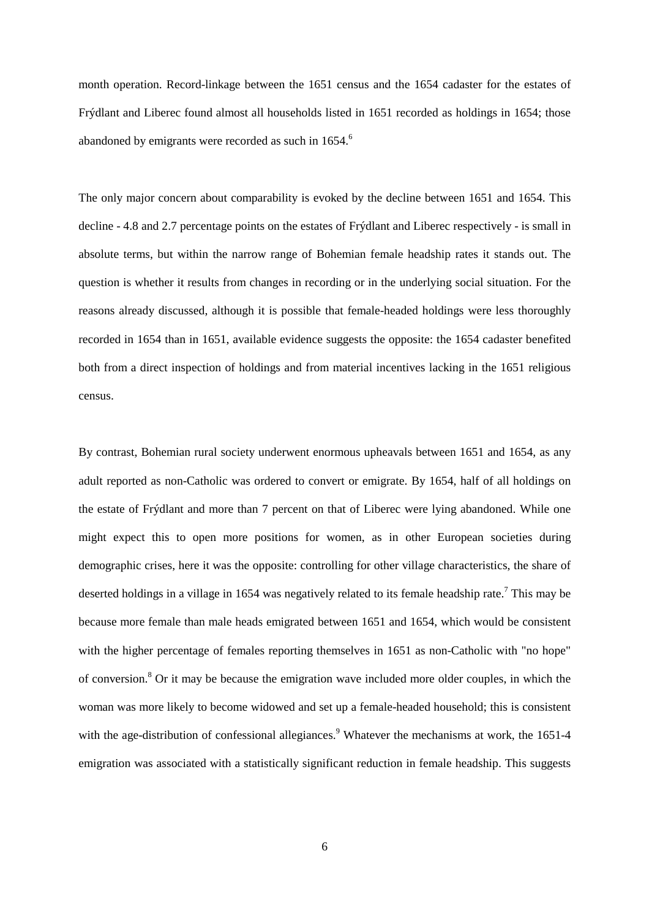month operation. Record-linkage between the 1651 census and the 1654 cadaster for the estates of Frýdlant and Liberec found almost all households listed in 1651 recorded as holdings in 1654; those abandoned by emigrants were recorded as such in 1654.[6]

The only major concern about comparability is evoked by the decline between 1651 and 1654. This decline - 4.8 and 2.7 percentage points on the estates of Frýdlant and Liberec respectively - is small in absolute terms, but within the narrow range of Bohemian female headship rates it stands out. The question is whether it results from changes in recording or in the underlying social situation. For the reasons already discussed, although it is possible that female-headed holdings were less thoroughly recorded in 1654 than in 1651, available evidence suggests the opposite: the 1654 cadaster benefited both from a direct inspection of holdings and from material incentives lacking in the 1651 religious census.

By contrast, Bohemian rural society underwent enormous upheavals between 1651 and 1654, as any adult reported as non-Catholic was ordered to convert or emigrate. By 1654, half of all holdings on the estate of Frýdlant and more than 7 percent on that of Liberec were lying abandoned. While one might expect this to open more positions for women, as in other European societies during demographic crises, here it was the opposite: controlling for other village characteristics, the share of deserted holdings in a village in 1654 was negatively related to its female headship rate.[7] This may be because more female than male heads emigrated between 1651 and 1654, which would be consistent with the higher percentage of females reporting themselves in 1651 as non-Catholic with "no hope" of conversion.[8] Or it may be because the emigration wave included more older couples, in which the woman was more likely to become widowed and set up a female-headed household; this is consistent with the age-distribution of confessional allegiances.[9] Whatever the mechanisms at work, the 1651-4 emigration was associated with a statistically significant reduction in female headship. This suggests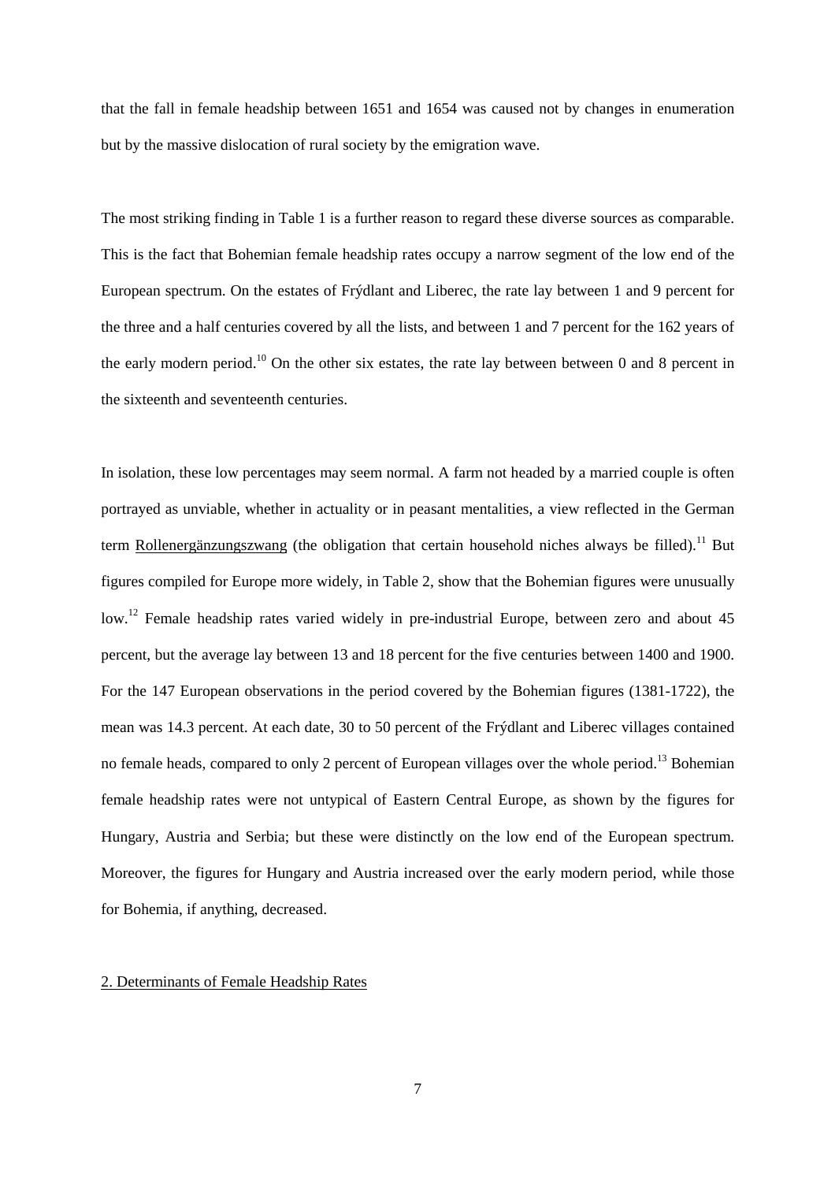that the fall in female headship between 1651 and 1654 was caused not by changes in enumeration but by the massive dislocation of rural society by the emigration wave.

The most striking finding in Table 1 is a further reason to regard these diverse sources as comparable. This is the fact that Bohemian female headship rates occupy a narrow segment of the low end of the European spectrum. On the estates of Frýdlant and Liberec, the rate lay between 1 and 9 percent for the three and a half centuries covered by all the lists, and between 1 and 7 percent for the 162 years of the early modern period.[10] On the other six estates, the rate lay between between 0 and 8 percent in the sixteenth and seventeenth centuries.

In isolation, these low percentages may seem normal. A farm not headed by a married couple is often portrayed as unviable, whether in actuality or in peasant mentalities, a view reflected in the German term Rollenergänzungszwang (the obligation that certain household niches always be filled).[11] But figures compiled for Europe more widely, in Table 2, show that the Bohemian figures were unusually low.[12] Female headship rates varied widely in pre-industrial Europe, between zero and about 45 percent, but the average lay between 13 and 18 percent for the five centuries between 1400 and 1900. For the 147 European observations in the period covered by the Bohemian figures (1381-1722), the mean was 14.3 percent. At each date, 30 to 50 percent of the Frýdlant and Liberec villages contained no female heads, compared to only 2 percent of European villages over the whole period.[13] Bohemian female headship rates were not untypical of Eastern Central Europe, as shown by the figures for Hungary, Austria and Serbia; but these were distinctly on the low end of the European spectrum. Moreover, the figures for Hungary and Austria increased over the early modern period, while those for Bohemia, if anything, decreased.

## 2. Determinants of Female Headship Rates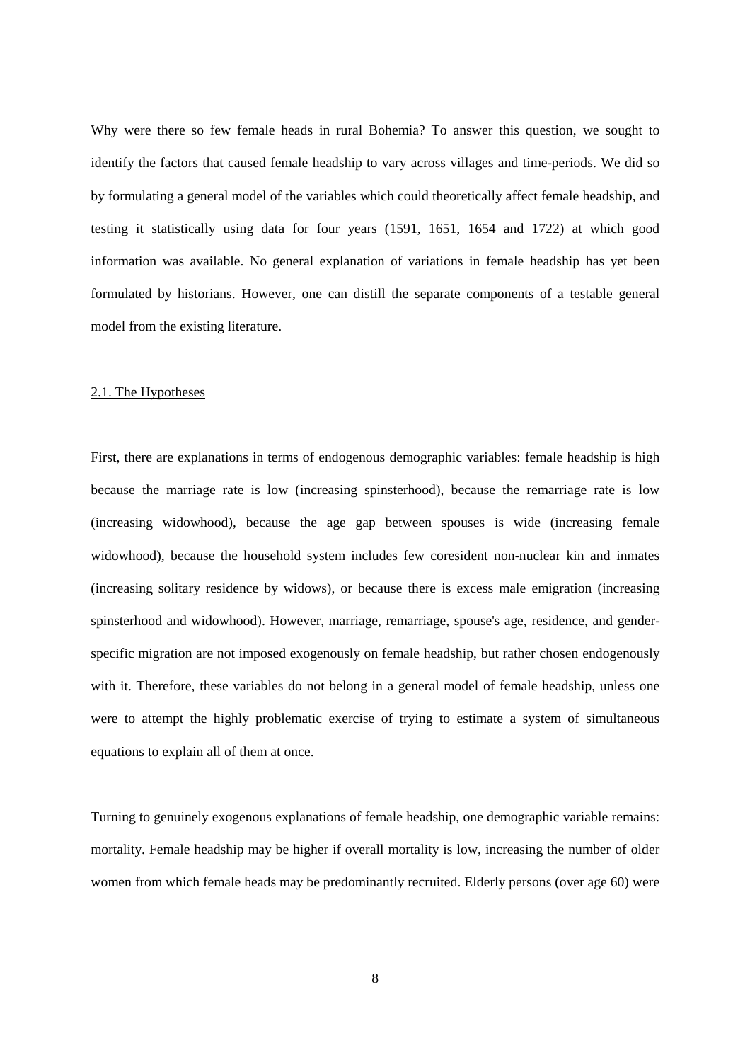Why were there so few female heads in rural Bohemia? To answer this question, we sought to identify the factors that caused female headship to vary across villages and time-periods. We did so by formulating a general model of the variables which could theoretically affect female headship, and testing it statistically using data for four years (1591, 1651, 1654 and 1722) at which good information was available. No general explanation of variations in female headship has yet been formulated by historians. However, one can distill the separate components of a testable general model from the existing literature.

## 2.1. The Hypotheses

First, there are explanations in terms of endogenous demographic variables: female headship is high because the marriage rate is low (increasing spinsterhood), because the remarriage rate is low (increasing widowhood), because the age gap between spouses is wide (increasing female widowhood), because the household system includes few coresident non-nuclear kin and inmates (increasing solitary residence by widows), or because there is excess male emigration (increasing spinsterhood and widowhood). However, marriage, remarriage, spouse's age, residence, and gender-specific migration are not imposed exogenously on female headship, but rather chosen endogenously with it. Therefore, these variables do not belong in a general model of female headship, unless one were to attempt the highly problematic exercise of trying to estimate a system of simultaneous equations to explain all of them at once.

Turning to genuinely exogenous explanations of female headship, one demographic variable remains: mortality. Female headship may be higher if overall mortality is low, increasing the number of older women from which female heads may be predominantly recruited. Elderly persons (over age 60) were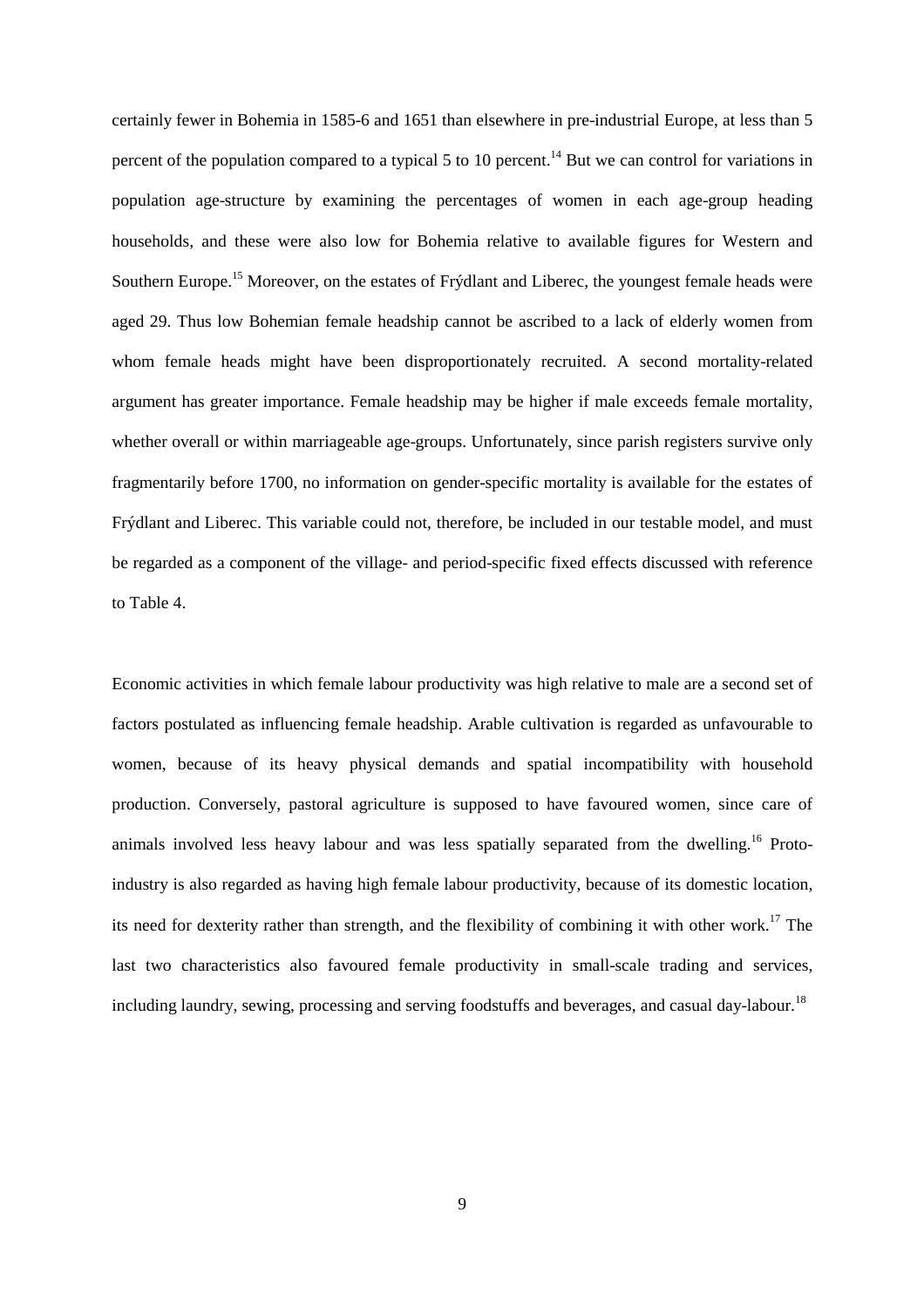certainly fewer in Bohemia in 1585-6 and 1651 than elsewhere in pre-industrial Europe, at less than 5 percent of the population compared to a typical 5 to 10 percent.[14] But we can control for variations in population age-structure by examining the percentages of women in each age-group heading households, and these were also low for Bohemia relative to available figures for Western and Southern Europe.[15] Moreover, on the estates of Frýdlant and Liberec, the youngest female heads were aged 29. Thus low Bohemian female headship cannot be ascribed to a lack of elderly women from whom female heads might have been disproportionately recruited. A second mortality-related argument has greater importance. Female headship may be higher if male exceeds female mortality, whether overall or within marriageable age-groups. Unfortunately, since parish registers survive only fragmentarily before 1700, no information on gender-specific mortality is available for the estates of Frýdlant and Liberec. This variable could not, therefore, be included in our testable model, and must be regarded as a component of the village- and period-specific fixed effects discussed with reference to Table 4.

Economic activities in which female labour productivity was high relative to male are a second set of factors postulated as influencing female headship. Arable cultivation is regarded as unfavourable to women, because of its heavy physical demands and spatial incompatibility with household production. Conversely, pastoral agriculture is supposed to have favoured women, since care of animals involved less heavy labour and was less spatially separated from the dwelling.[16] Proto-industry is also regarded as having high female labour productivity, because of its domestic location, its need for dexterity rather than strength, and the flexibility of combining it with other work.[17] The last two characteristics also favoured female productivity in small-scale trading and services, including laundry, sewing, processing and serving foodstuffs and beverages, and casual day-labour.[18]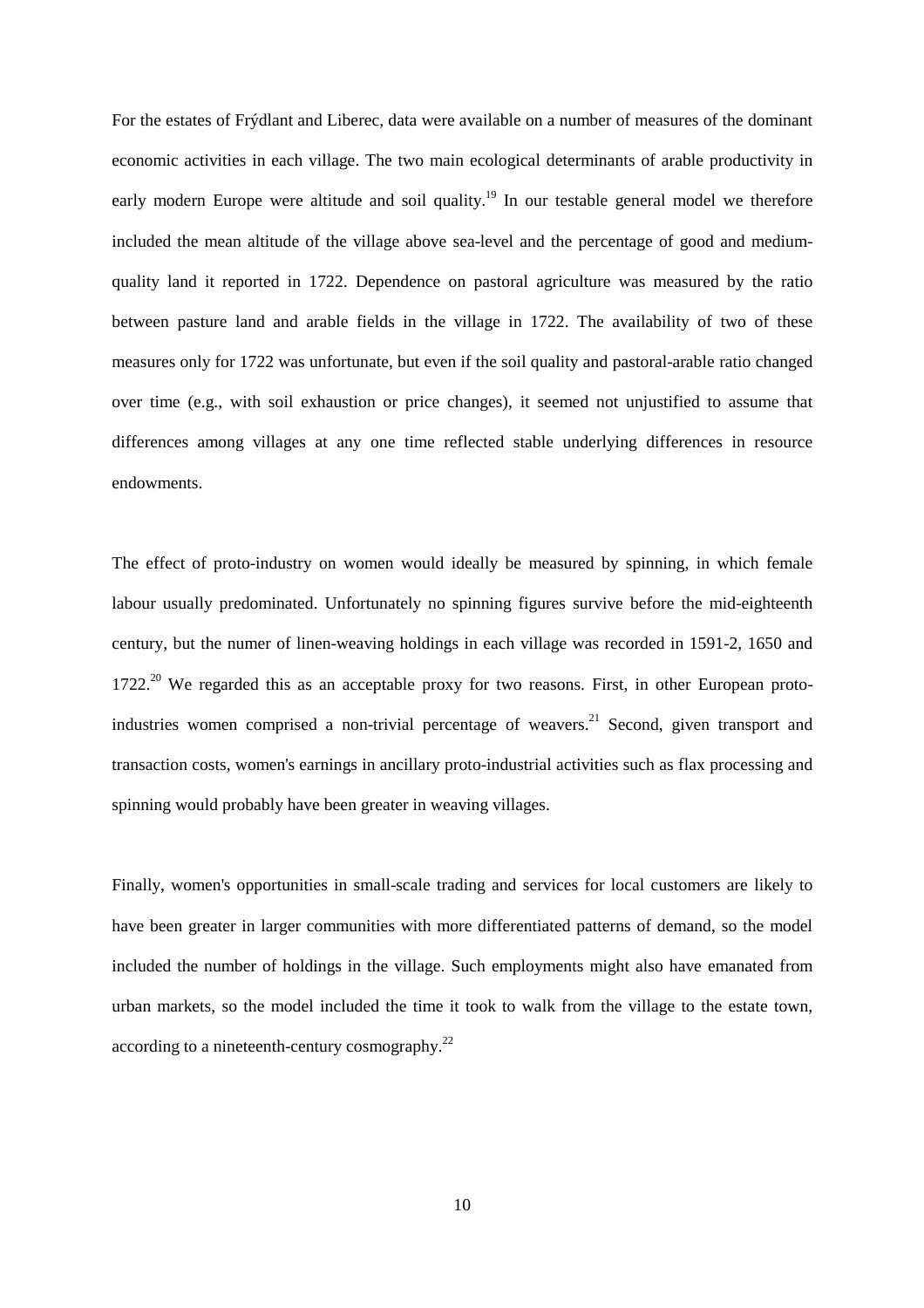For the estates of Frýdlant and Liberec, data were available on a number of measures of the dominant economic activities in each village. The two main ecological determinants of arable productivity in early modern Europe were altitude and soil quality.[19] In our testable general model we therefore included the mean altitude of the village above sea-level and the percentage of good and medium-quality land it reported in 1722. Dependence on pastoral agriculture was measured by the ratio between pasture land and arable fields in the village in 1722. The availability of two of these measures only for 1722 was unfortunate, but even if the soil quality and pastoral-arable ratio changed over time (e.g., with soil exhaustion or price changes), it seemed not unjustified to assume that differences among villages at any one time reflected stable underlying differences in resource endowments.

The effect of proto-industry on women would ideally be measured by spinning, in which female labour usually predominated. Unfortunately no spinning figures survive before the mid-eighteenth century, but the numer of linen-weaving holdings in each village was recorded in 1591-2, 1650 and 1722.[20] We regarded this as an acceptable proxy for two reasons. First, in other European proto-industries women comprised a non-trivial percentage of weavers.[21] Second, given transport and transaction costs, women's earnings in ancillary proto-industrial activities such as flax processing and spinning would probably have been greater in weaving villages.

Finally, women's opportunities in small-scale trading and services for local customers are likely to have been greater in larger communities with more differentiated patterns of demand, so the model included the number of holdings in the village. Such employments might also have emanated from urban markets, so the model included the time it took to walk from the village to the estate town, according to a nineteenth-century cosmography.[22]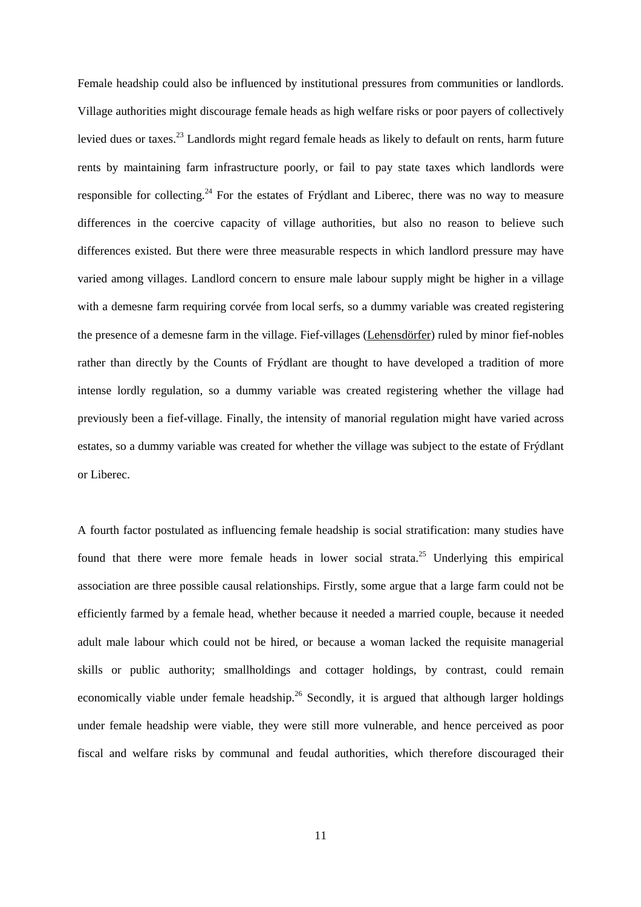Female headship could also be influenced by institutional pressures from communities or landlords. Village authorities might discourage female heads as high welfare risks or poor payers of collectively levied dues or taxes.[23] Landlords might regard female heads as likely to default on rents, harm future rents by maintaining farm infrastructure poorly, or fail to pay state taxes which landlords were responsible for collecting.[24] For the estates of Frýdlant and Liberec, there was no way to measure differences in the coercive capacity of village authorities, but also no reason to believe such differences existed. But there were three measurable respects in which landlord pressure may have varied among villages. Landlord concern to ensure male labour supply might be higher in a village with a demesne farm requiring corvée from local serfs, so a dummy variable was created registering the presence of a demesne farm in the village. Fief-villages (Lehensdörfer) ruled by minor fief-nobles rather than directly by the Counts of Frýdlant are thought to have developed a tradition of more intense lordly regulation, so a dummy variable was created registering whether the village had previously been a fief-village. Finally, the intensity of manorial regulation might have varied across estates, so a dummy variable was created for whether the village was subject to the estate of Frýdlant or Liberec.

A fourth factor postulated as influencing female headship is social stratification: many studies have found that there were more female heads in lower social strata.[25] Underlying this empirical association are three possible causal relationships. Firstly, some argue that a large farm could not be efficiently farmed by a female head, whether because it needed a married couple, because it needed adult male labour which could not be hired, or because a woman lacked the requisite managerial skills or public authority; smallholdings and cottager holdings, by contrast, could remain economically viable under female headship.[26] Secondly, it is argued that although larger holdings under female headship were viable, they were still more vulnerable, and hence perceived as poor fiscal and welfare risks by communal and feudal authorities, which therefore discouraged their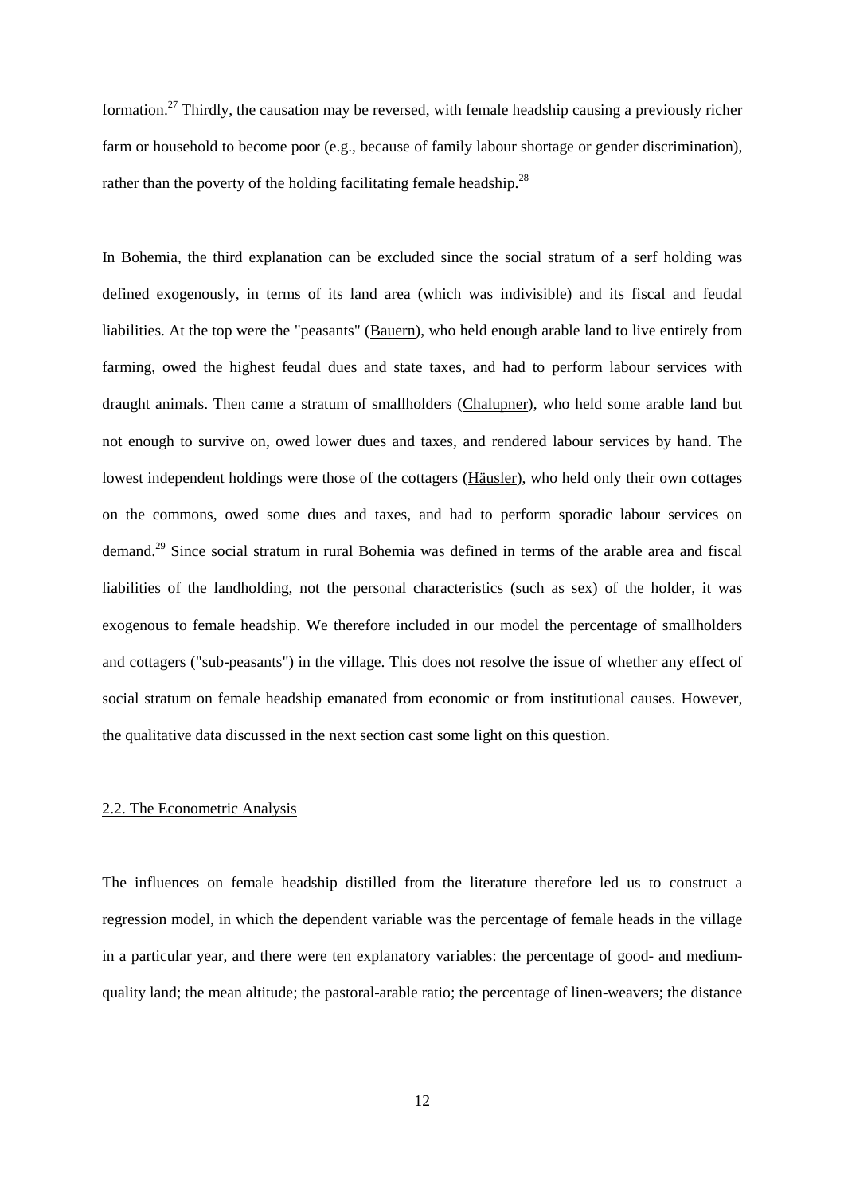formation.[27] Thirdly, the causation may be reversed, with female headship causing a previously richer farm or household to become poor (e.g., because of family labour shortage or gender discrimination), rather than the poverty of the holding facilitating female headship.[28]

In Bohemia, the third explanation can be excluded since the social stratum of a serf holding was defined exogenously, in terms of its land area (which was indivisible) and its fiscal and feudal liabilities. At the top were the "peasants" (Bauern), who held enough arable land to live entirely from farming, owed the highest feudal dues and state taxes, and had to perform labour services with draught animals. Then came a stratum of smallholders (Chalupner), who held some arable land but not enough to survive on, owed lower dues and taxes, and rendered labour services by hand. The lowest independent holdings were those of the cottagers (Häusler), who held only their own cottages on the commons, owed some dues and taxes, and had to perform sporadic labour services on demand.[29] Since social stratum in rural Bohemia was defined in terms of the arable area and fiscal liabilities of the landholding, not the personal characteristics (such as sex) of the holder, it was exogenous to female headship. We therefore included in our model the percentage of smallholders and cottagers ("sub-peasants") in the village. This does not resolve the issue of whether any effect of social stratum on female headship emanated from economic or from institutional causes. However, the qualitative data discussed in the next section cast some light on this question.

## 2.2. The Econometric Analysis

The influences on female headship distilled from the literature therefore led us to construct a regression model, in which the dependent variable was the percentage of female heads in the village in a particular year, and there were ten explanatory variables: the percentage of good- and medium-quality land; the mean altitude; the pastoral-arable ratio; the percentage of linen-weavers; the distance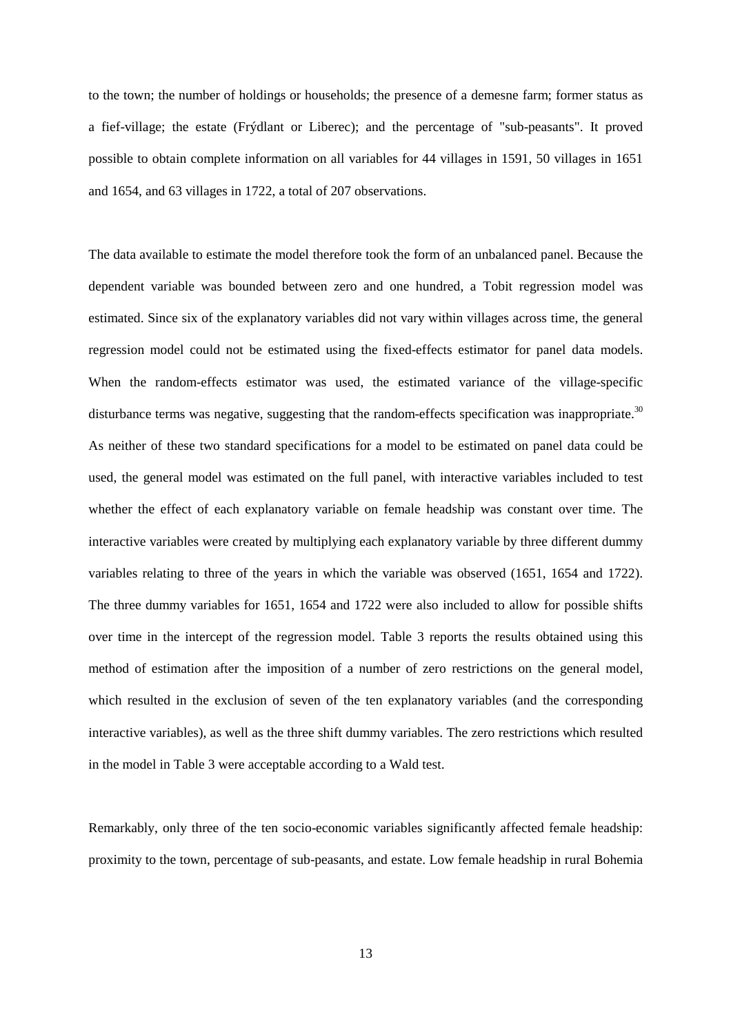to the town; the number of holdings or households; the presence of a demesne farm; former status as a fief-village; the estate (Frýdlant or Liberec); and the percentage of "sub-peasants". It proved possible to obtain complete information on all variables for 44 villages in 1591, 50 villages in 1651 and 1654, and 63 villages in 1722, a total of 207 observations.

The data available to estimate the model therefore took the form of an unbalanced panel. Because the dependent variable was bounded between zero and one hundred, a Tobit regression model was estimated. Since six of the explanatory variables did not vary within villages across time, the general regression model could not be estimated using the fixed-effects estimator for panel data models. When the random-effects estimator was used, the estimated variance of the village-specific disturbance terms was negative, suggesting that the random-effects specification was inappropriate.[30] As neither of these two standard specifications for a model to be estimated on panel data could be used, the general model was estimated on the full panel, with interactive variables included to test whether the effect of each explanatory variable on female headship was constant over time. The interactive variables were created by multiplying each explanatory variable by three different dummy variables relating to three of the years in which the variable was observed (1651, 1654 and 1722). The three dummy variables for 1651, 1654 and 1722 were also included to allow for possible shifts over time in the intercept of the regression model. Table 3 reports the results obtained using this method of estimation after the imposition of a number of zero restrictions on the general model, which resulted in the exclusion of seven of the ten explanatory variables (and the corresponding interactive variables), as well as the three shift dummy variables. The zero restrictions which resulted in the model in Table 3 were acceptable according to a Wald test.

Remarkably, only three of the ten socio-economic variables significantly affected female headship: proximity to the town, percentage of sub-peasants, and estate. Low female headship in rural Bohemia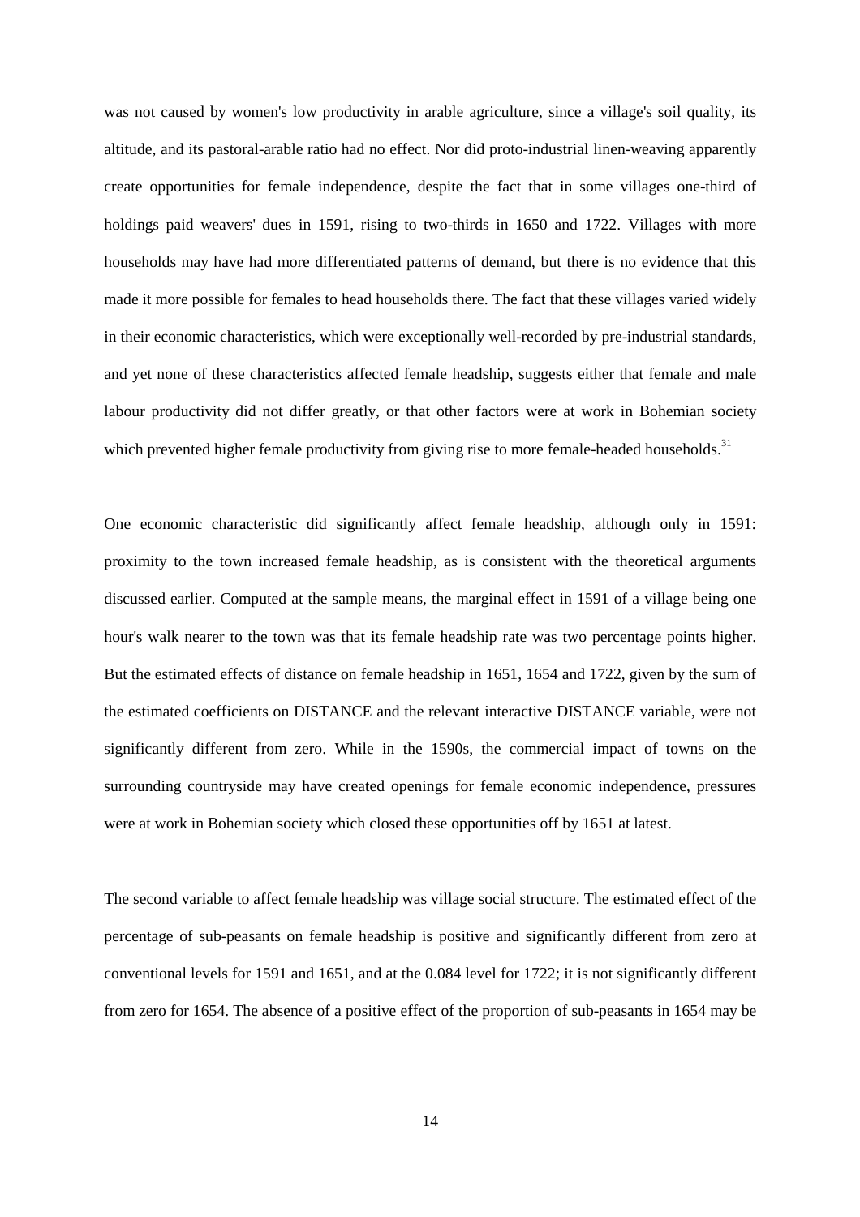was not caused by women's low productivity in arable agriculture, since a village's soil quality, its altitude, and its pastoral-arable ratio had no effect. Nor did proto-industrial linen-weaving apparently create opportunities for female independence, despite the fact that in some villages one-third of holdings paid weavers' dues in 1591, rising to two-thirds in 1650 and 1722. Villages with more households may have had more differentiated patterns of demand, but there is no evidence that this made it more possible for females to head households there. The fact that these villages varied widely in their economic characteristics, which were exceptionally well-recorded by pre-industrial standards, and yet none of these characteristics affected female headship, suggests either that female and male labour productivity did not differ greatly, or that other factors were at work in Bohemian society which prevented higher female productivity from giving rise to more female-headed households.[31]

One economic characteristic did significantly affect female headship, although only in 1591: proximity to the town increased female headship, as is consistent with the theoretical arguments discussed earlier. Computed at the sample means, the marginal effect in 1591 of a village being one hour's walk nearer to the town was that its female headship rate was two percentage points higher. But the estimated effects of distance on female headship in 1651, 1654 and 1722, given by the sum of the estimated coefficients on DISTANCE and the relevant interactive DISTANCE variable, were not significantly different from zero. While in the 1590s, the commercial impact of towns on the surrounding countryside may have created openings for female economic independence, pressures were at work in Bohemian society which closed these opportunities off by 1651 at latest.

The second variable to affect female headship was village social structure. The estimated effect of the percentage of sub-peasants on female headship is positive and significantly different from zero at conventional levels for 1591 and 1651, and at the 0.084 level for 1722; it is not significantly different from zero for 1654. The absence of a positive effect of the proportion of sub-peasants in 1654 may be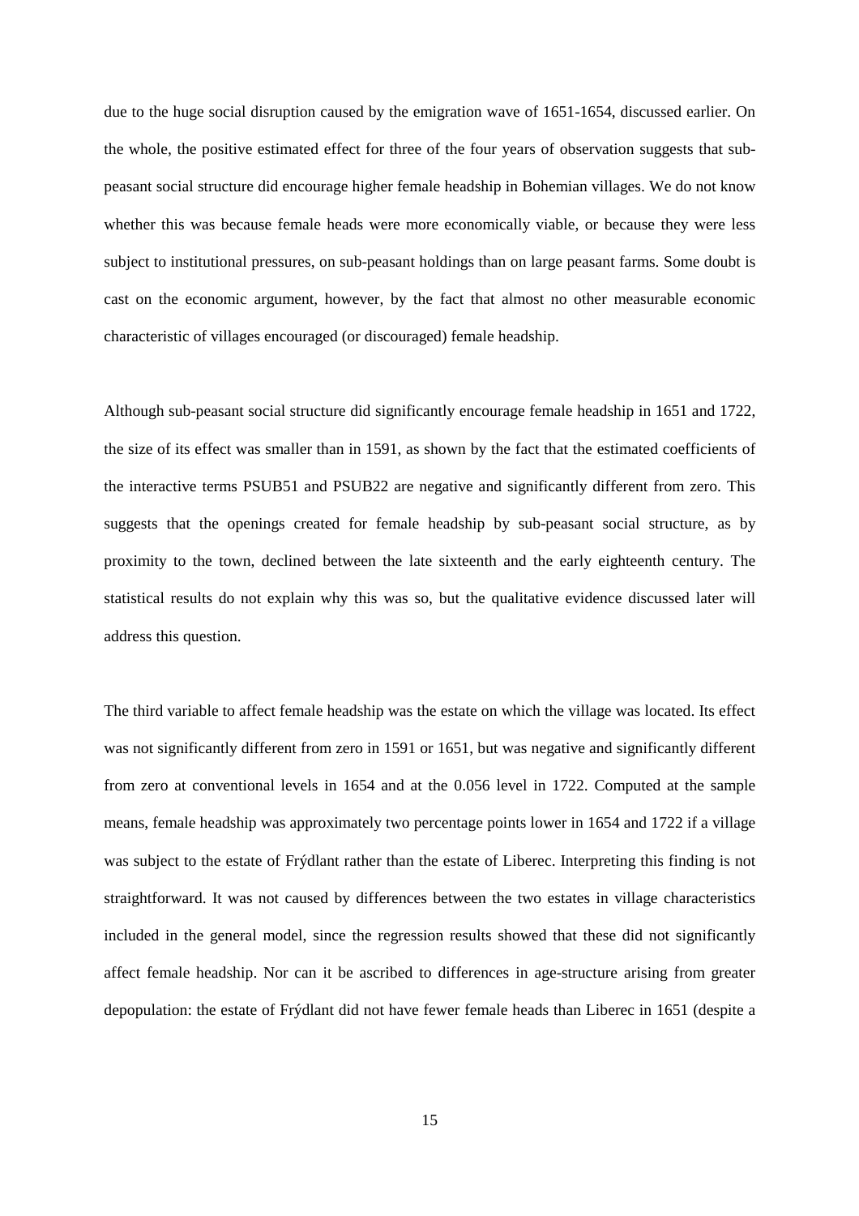due to the huge social disruption caused by the emigration wave of 1651-1654, discussed earlier. On the whole, the positive estimated effect for three of the four years of observation suggests that sub-peasant social structure did encourage higher female headship in Bohemian villages. We do not know whether this was because female heads were more economically viable, or because they were less subject to institutional pressures, on sub-peasant holdings than on large peasant farms. Some doubt is cast on the economic argument, however, by the fact that almost no other measurable economic characteristic of villages encouraged (or discouraged) female headship.

Although sub-peasant social structure did significantly encourage female headship in 1651 and 1722, the size of its effect was smaller than in 1591, as shown by the fact that the estimated coefficients of the interactive terms PSUB51 and PSUB22 are negative and significantly different from zero. This suggests that the openings created for female headship by sub-peasant social structure, as by proximity to the town, declined between the late sixteenth and the early eighteenth century. The statistical results do not explain why this was so, but the qualitative evidence discussed later will address this question.

The third variable to affect female headship was the estate on which the village was located. Its effect was not significantly different from zero in 1591 or 1651, but was negative and significantly different from zero at conventional levels in 1654 and at the 0.056 level in 1722. Computed at the sample means, female headship was approximately two percentage points lower in 1654 and 1722 if a village was subject to the estate of Frýdlant rather than the estate of Liberec. Interpreting this finding is not straightforward. It was not caused by differences between the two estates in village characteristics included in the general model, since the regression results showed that these did not significantly affect female headship. Nor can it be ascribed to differences in age-structure arising from greater depopulation: the estate of Frýdlant did not have fewer female heads than Liberec in 1651 (despite a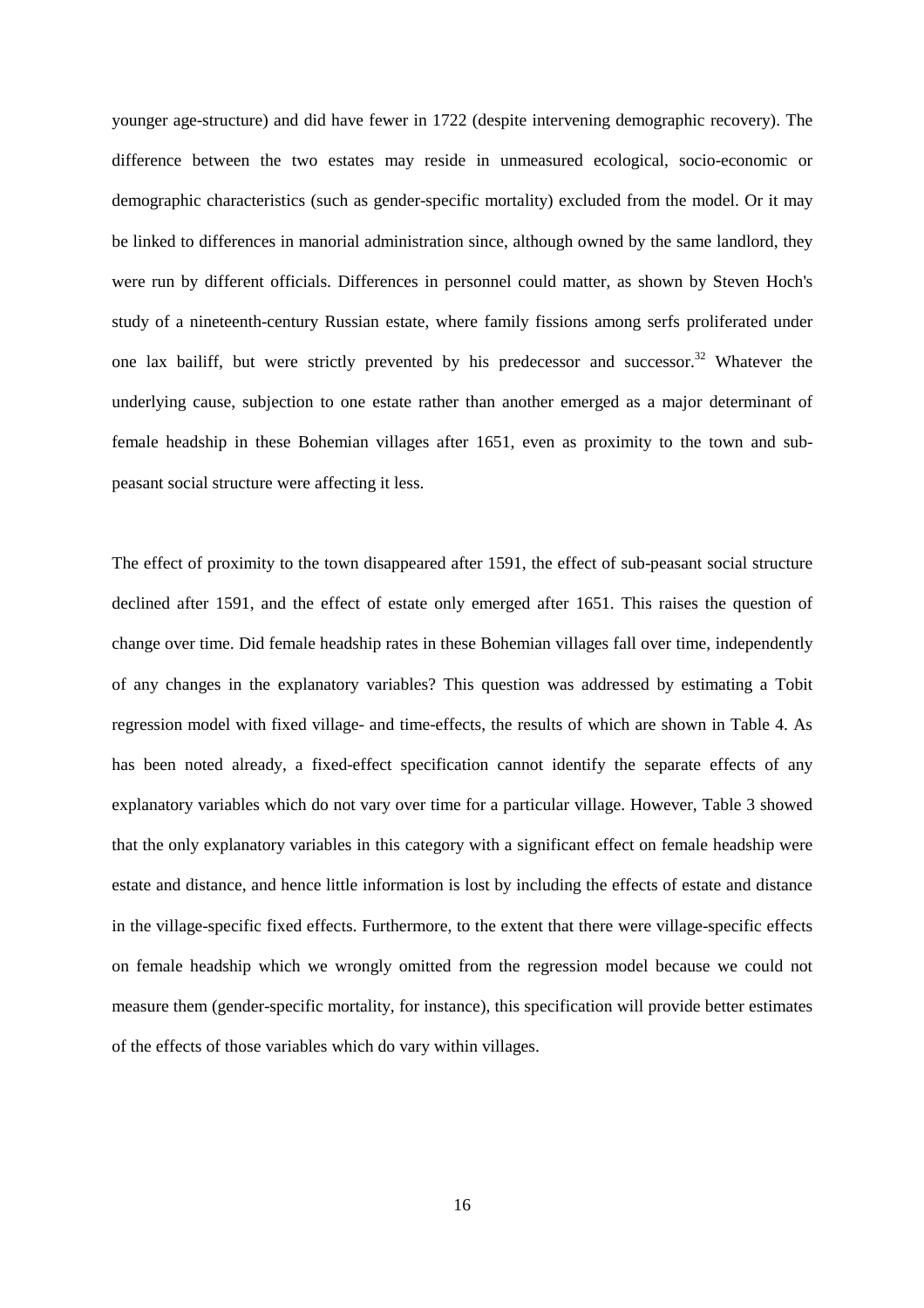younger age-structure) and did have fewer in 1722 (despite intervening demographic recovery). The difference between the two estates may reside in unmeasured ecological, socio-economic or demographic characteristics (such as gender-specific mortality) excluded from the model. Or it may be linked to differences in manorial administration since, although owned by the same landlord, they were run by different officials. Differences in personnel could matter, as shown by Steven Hoch's study of a nineteenth-century Russian estate, where family fissions among serfs proliferated under one lax bailiff, but were strictly prevented by his predecessor and successor.[32] Whatever the underlying cause, subjection to one estate rather than another emerged as a major determinant of female headship in these Bohemian villages after 1651, even as proximity to the town and sub-peasant social structure were affecting it less.

The effect of proximity to the town disappeared after 1591, the effect of sub-peasant social structure declined after 1591, and the effect of estate only emerged after 1651. This raises the question of change over time. Did female headship rates in these Bohemian villages fall over time, independently of any changes in the explanatory variables? This question was addressed by estimating a Tobit regression model with fixed village- and time-effects, the results of which are shown in Table 4. As has been noted already, a fixed-effect specification cannot identify the separate effects of any explanatory variables which do not vary over time for a particular village. However, Table 3 showed that the only explanatory variables in this category with a significant effect on female headship were estate and distance, and hence little information is lost by including the effects of estate and distance in the village-specific fixed effects. Furthermore, to the extent that there were village-specific effects on female headship which we wrongly omitted from the regression model because we could not measure them (gender-specific mortality, for instance), this specification will provide better estimates of the effects of those variables which do vary within villages.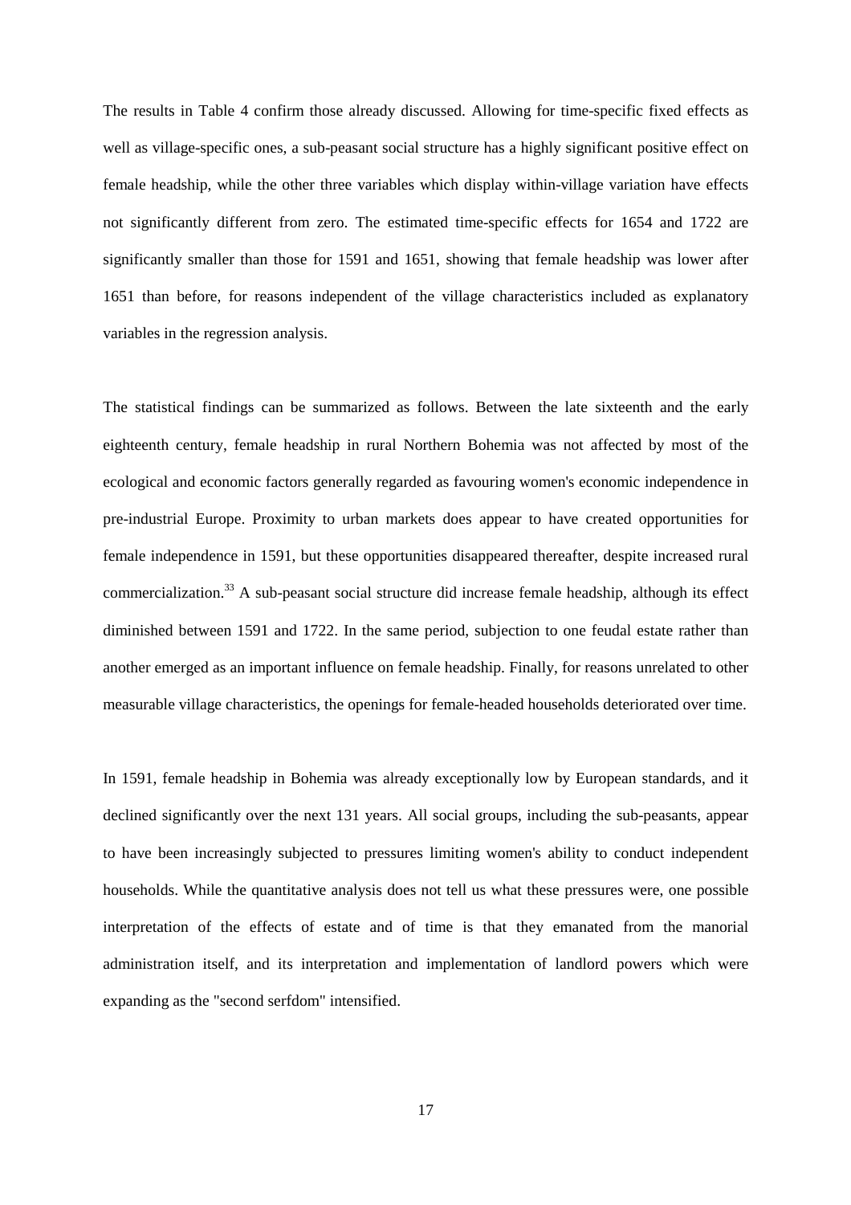The results in Table 4 confirm those already discussed. Allowing for time-specific fixed effects as well as village-specific ones, a sub-peasant social structure has a highly significant positive effect on female headship, while the other three variables which display within-village variation have effects not significantly different from zero. The estimated time-specific effects for 1654 and 1722 are significantly smaller than those for 1591 and 1651, showing that female headship was lower after 1651 than before, for reasons independent of the village characteristics included as explanatory variables in the regression analysis.

The statistical findings can be summarized as follows. Between the late sixteenth and the early eighteenth century, female headship in rural Northern Bohemia was not affected by most of the ecological and economic factors generally regarded as favouring women's economic independence in pre-industrial Europe. Proximity to urban markets does appear to have created opportunities for female independence in 1591, but these opportunities disappeared thereafter, despite increased rural commercialization.[33] A sub-peasant social structure did increase female headship, although its effect diminished between 1591 and 1722. In the same period, subjection to one feudal estate rather than another emerged as an important influence on female headship. Finally, for reasons unrelated to other measurable village characteristics, the openings for female-headed households deteriorated over time.

In 1591, female headship in Bohemia was already exceptionally low by European standards, and it declined significantly over the next 131 years. All social groups, including the sub-peasants, appear to have been increasingly subjected to pressures limiting women's ability to conduct independent households. While the quantitative analysis does not tell us what these pressures were, one possible interpretation of the effects of estate and of time is that they emanated from the manorial administration itself, and its interpretation and implementation of landlord powers which were expanding as the "second serfdom" intensified.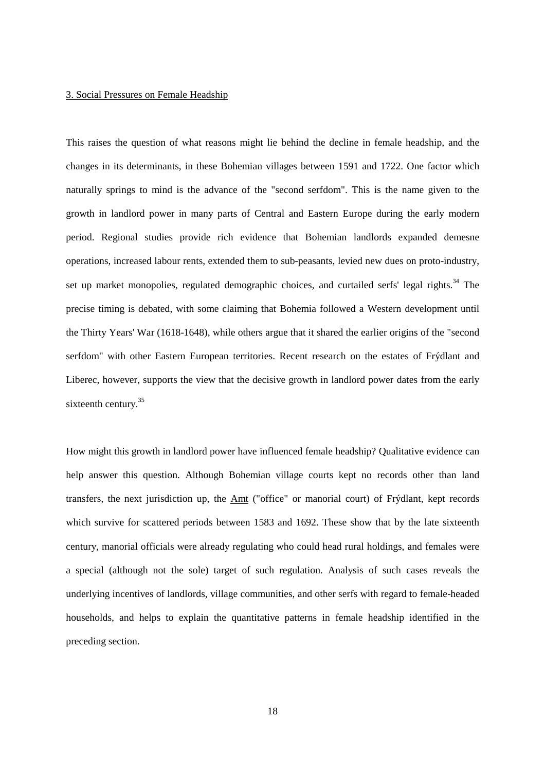## 3. Social Pressures on Female Headship

This raises the question of what reasons might lie behind the decline in female headship, and the changes in its determinants, in these Bohemian villages between 1591 and 1722. One factor which naturally springs to mind is the advance of the "second serfdom". This is the name given to the growth in landlord power in many parts of Central and Eastern Europe during the early modern period. Regional studies provide rich evidence that Bohemian landlords expanded demesne operations, increased labour rents, extended them to sub-peasants, levied new dues on proto-industry, set up market monopolies, regulated demographic choices, and curtailed serfs' legal rights.[34] The precise timing is debated, with some claiming that Bohemia followed a Western development until the Thirty Years' War (1618-1648), while others argue that it shared the earlier origins of the "second serfdom" with other Eastern European territories. Recent research on the estates of Frýdlant and Liberec, however, supports the view that the decisive growth in landlord power dates from the early sixteenth century.[35]

How might this growth in landlord power have influenced female headship? Qualitative evidence can help answer this question. Although Bohemian village courts kept no records other than land transfers, the next jurisdiction up, the Amt ("office" or manorial court) of Frýdlant, kept records which survive for scattered periods between 1583 and 1692. These show that by the late sixteenth century, manorial officials were already regulating who could head rural holdings, and females were a special (although not the sole) target of such regulation. Analysis of such cases reveals the underlying incentives of landlords, village communities, and other serfs with regard to female-headed households, and helps to explain the quantitative patterns in female headship identified in the preceding section.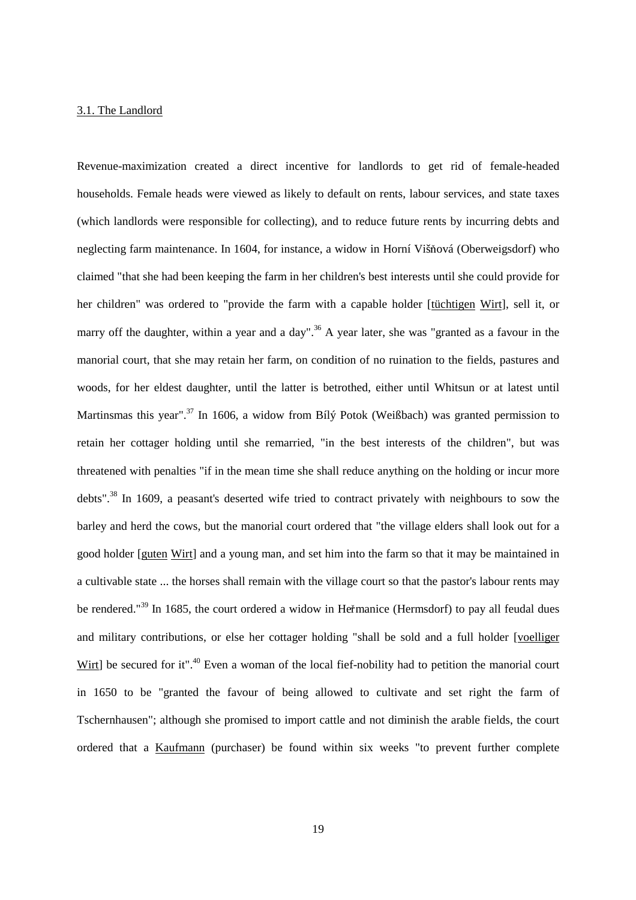## 3.1. The Landlord

Revenue-maximization created a direct incentive for landlords to get rid of female-headed households. Female heads were viewed as likely to default on rents, labour services, and state taxes (which landlords were responsible for collecting), and to reduce future rents by incurring debts and neglecting farm maintenance. In 1604, for instance, a widow in Horní Višňová (Oberweigsdorf) who claimed "that she had been keeping the farm in her children's best interests until she could provide for her children" was ordered to "provide the farm with a capable holder [tüchtigen Wirt], sell it, or marry off the daughter, within a year and a day".[36] A year later, she was "granted as a favour in the manorial court, that she may retain her farm, on condition of no ruination to the fields, pastures and woods, for her eldest daughter, until the latter is betrothed, either until Whitsun or at latest until Martinsmas this year".[37] In 1606, a widow from Bílý Potok (Weißbach) was granted permission to retain her cottager holding until she remarried, "in the best interests of the children", but was threatened with penalties "if in the mean time she shall reduce anything on the holding or incur more debts".[38] In 1609, a peasant's deserted wife tried to contract privately with neighbours to sow the barley and herd the cows, but the manorial court ordered that "the village elders shall look out for a good holder [guten Wirt] and a young man, and set him into the farm so that it may be maintained in a cultivable state ... the horses shall remain with the village court so that the pastor's labour rents may be rendered."[39] In 1685, the court ordered a widow in Heřmanice (Hermsdorf) to pay all feudal dues and military contributions, or else her cottager holding "shall be sold and a full holder [voelliger Wirt] be secured for it".[40] Even a woman of the local fief-nobility had to petition the manorial court in 1650 to be "granted the favour of being allowed to cultivate and set right the farm of Tschernhausen"; although she promised to import cattle and not diminish the arable fields, the court ordered that a Kaufmann (purchaser) be found within six weeks "to prevent further complete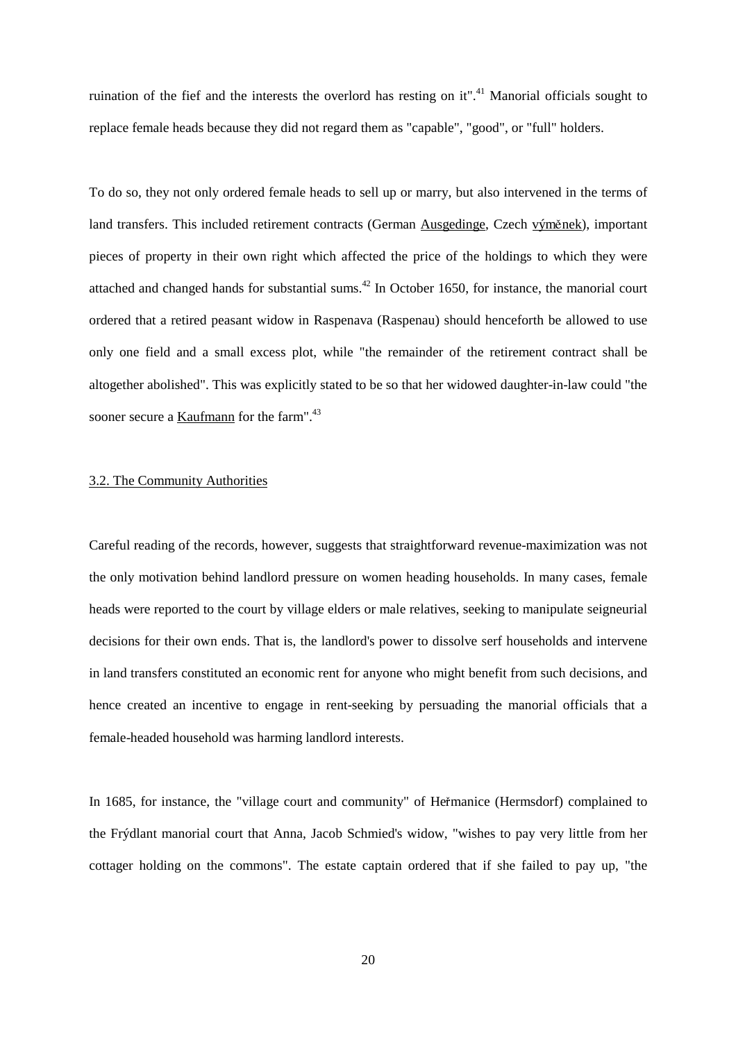ruination of the fief and the interests the overlord has resting on it".[41] Manorial officials sought to replace female heads because they did not regard them as "capable", "good", or "full" holders.

To do so, they not only ordered female heads to sell up or marry, but also intervened in the terms of land transfers. This included retirement contracts (German Ausgedinge, Czech výměnek), important pieces of property in their own right which affected the price of the holdings to which they were attached and changed hands for substantial sums.[42] In October 1650, for instance, the manorial court ordered that a retired peasant widow in Raspenava (Raspenau) should henceforth be allowed to use only one field and a small excess plot, while "the remainder of the retirement contract shall be altogether abolished". This was explicitly stated to be so that her widowed daughter-in-law could "the sooner secure a Kaufmann for the farm".[43]

## 3.2. The Community Authorities

Careful reading of the records, however, suggests that straightforward revenue-maximization was not the only motivation behind landlord pressure on women heading households. In many cases, female heads were reported to the court by village elders or male relatives, seeking to manipulate seigneurial decisions for their own ends. That is, the landlord's power to dissolve serf households and intervene in land transfers constituted an economic rent for anyone who might benefit from such decisions, and hence created an incentive to engage in rent-seeking by persuading the manorial officials that a female-headed household was harming landlord interests.

In 1685, for instance, the "village court and community" of Heřmanice (Hermsdorf) complained to the Frýdlant manorial court that Anna, Jacob Schmied's widow, "wishes to pay very little from her cottager holding on the commons". The estate captain ordered that if she failed to pay up, "the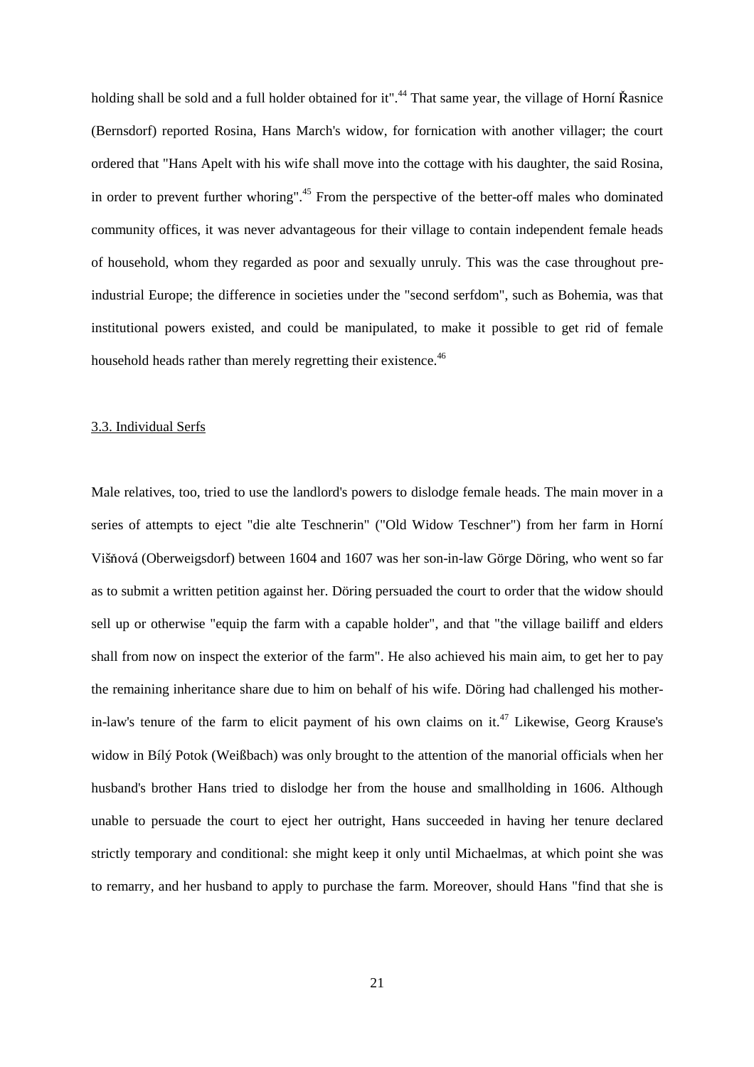holding shall be sold and a full holder obtained for it".[44] That same year, the village of Horní Řasnice (Bernsdorf) reported Rosina, Hans March's widow, for fornication with another villager; the court ordered that "Hans Apelt with his wife shall move into the cottage with his daughter, the said Rosina, in order to prevent further whoring".[45] From the perspective of the better-off males who dominated community offices, it was never advantageous for their village to contain independent female heads of household, whom they regarded as poor and sexually unruly. This was the case throughout pre-industrial Europe; the difference in societies under the "second serfdom", such as Bohemia, was that institutional powers existed, and could be manipulated, to make it possible to get rid of female household heads rather than merely regretting their existence.[46]

### 3.3. Individual Serfs

Male relatives, too, tried to use the landlord's powers to dislodge female heads. The main mover in a series of attempts to eject "die alte Teschnerin" ("Old Widow Teschner") from her farm in Horní Višňová (Oberweigsdorf) between 1604 and 1607 was her son-in-law Görge Döring, who went so far as to submit a written petition against her. Döring persuaded the court to order that the widow should sell up or otherwise "equip the farm with a capable holder", and that "the village bailiff and elders shall from now on inspect the exterior of the farm". He also achieved his main aim, to get her to pay the remaining inheritance share due to him on behalf of his wife. Döring had challenged his mother-in-law's tenure of the farm to elicit payment of his own claims on it.[47] Likewise, Georg Krause's widow in Bílý Potok (Weißbach) was only brought to the attention of the manorial officials when her husband's brother Hans tried to dislodge her from the house and smallholding in 1606. Although unable to persuade the court to eject her outright, Hans succeeded in having her tenure declared strictly temporary and conditional: she might keep it only until Michaelmas, at which point she was to remarry, and her husband to apply to purchase the farm. Moreover, should Hans "find that she is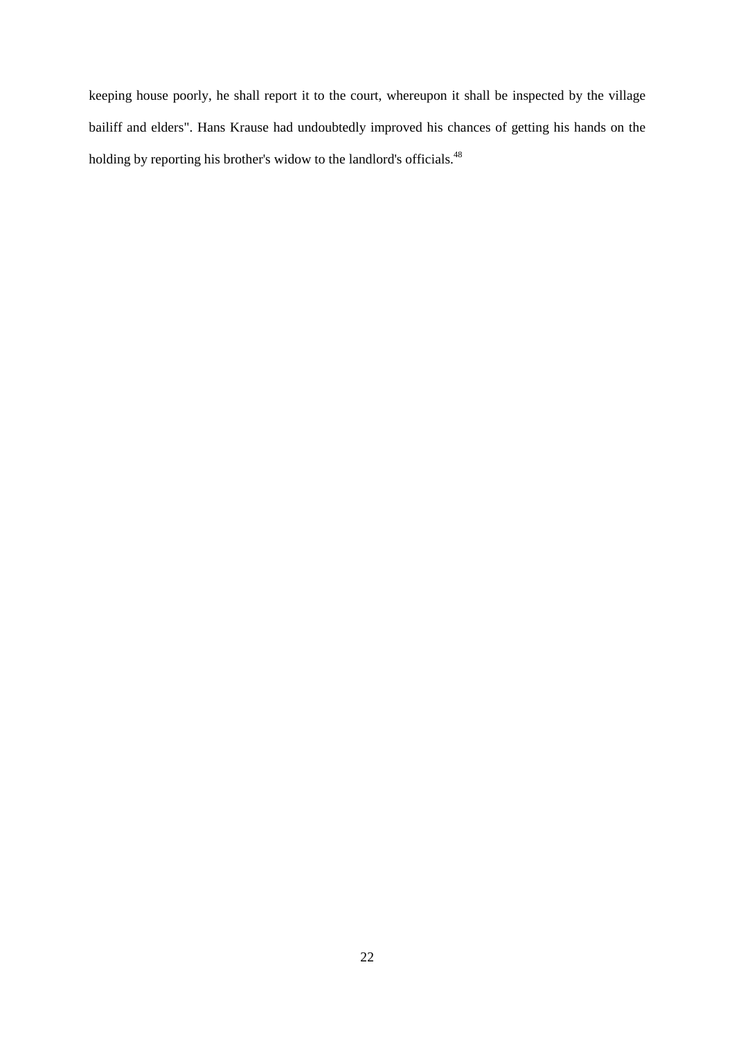keeping house poorly, he shall report it to the court, whereupon it shall be inspected by the village bailiff and elders". Hans Krause had undoubtedly improved his chances of getting his hands on the holding by reporting his brother's widow to the landlord's officials.[48]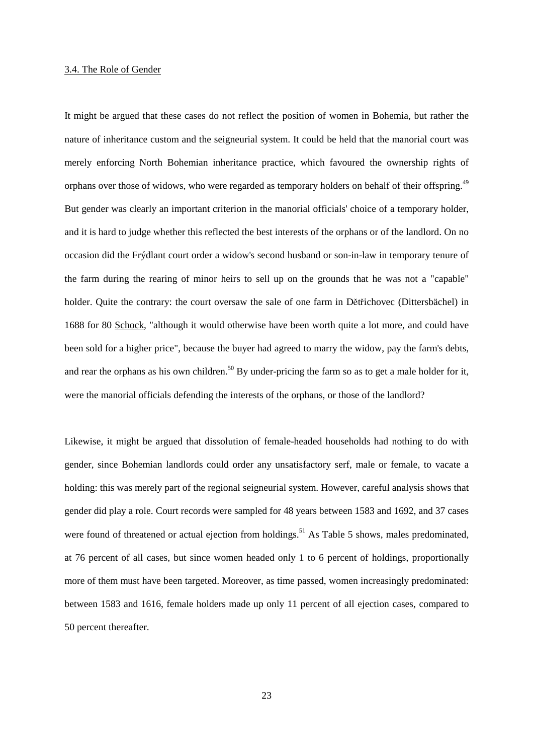3.4. The Role of Gender

It might be argued that these cases do not reflect the position of women in Bohemia, but rather the nature of inheritance custom and the seigneurial system. It could be held that the manorial court was merely enforcing North Bohemian inheritance practice, which favoured the ownership rights of orphans over those of widows, who were regarded as temporary holders on behalf of their offspring.[49] But gender was clearly an important criterion in the manorial officials' choice of a temporary holder, and it is hard to judge whether this reflected the best interests of the orphans or of the landlord. On no occasion did the Frýdlant court order a widow's second husband or son-in-law in temporary tenure of the farm during the rearing of minor heirs to sell up on the grounds that he was not a "capable" holder. Quite the contrary: the court oversaw the sale of one farm in Dětřichovec (Dittersbächel) in 1688 for 80 Schock, "although it would otherwise have been worth quite a lot more, and could have been sold for a higher price", because the buyer had agreed to marry the widow, pay the farm's debts, and rear the orphans as his own children.[50] By under-pricing the farm so as to get a male holder for it, were the manorial officials defending the interests of the orphans, or those of the landlord?

Likewise, it might be argued that dissolution of female-headed households had nothing to do with gender, since Bohemian landlords could order any unsatisfactory serf, male or female, to vacate a holding: this was merely part of the regional seigneurial system. However, careful analysis shows that gender did play a role. Court records were sampled for 48 years between 1583 and 1692, and 37 cases were found of threatened or actual ejection from holdings.[51] As Table 5 shows, males predominated, at 76 percent of all cases, but since women headed only 1 to 6 percent of holdings, proportionally more of them must have been targeted. Moreover, as time passed, women increasingly predominated: between 1583 and 1616, female holders made up only 11 percent of all ejection cases, compared to 50 percent thereafter.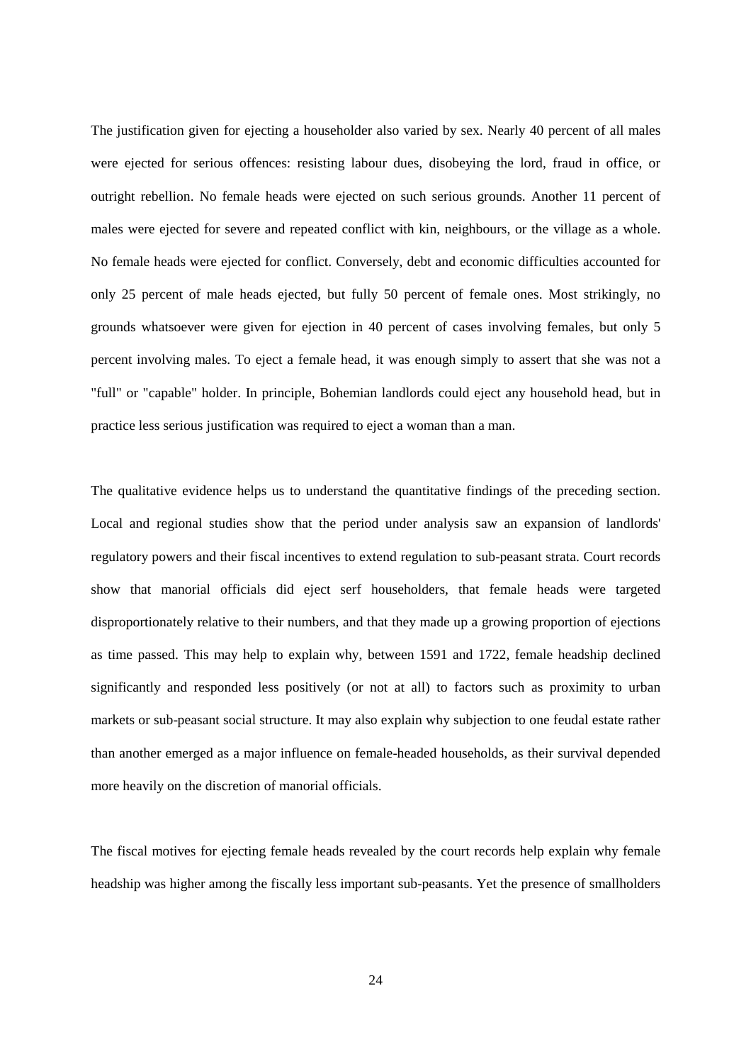The justification given for ejecting a householder also varied by sex. Nearly 40 percent of all males were ejected for serious offences: resisting labour dues, disobeying the lord, fraud in office, or outright rebellion. No female heads were ejected on such serious grounds. Another 11 percent of males were ejected for severe and repeated conflict with kin, neighbours, or the village as a whole. No female heads were ejected for conflict. Conversely, debt and economic difficulties accounted for only 25 percent of male heads ejected, but fully 50 percent of female ones. Most strikingly, no grounds whatsoever were given for ejection in 40 percent of cases involving females, but only 5 percent involving males. To eject a female head, it was enough simply to assert that she was not a "full" or "capable" holder. In principle, Bohemian landlords could eject any household head, but in practice less serious justification was required to eject a woman than a man.

The qualitative evidence helps us to understand the quantitative findings of the preceding section. Local and regional studies show that the period under analysis saw an expansion of landlords' regulatory powers and their fiscal incentives to extend regulation to sub-peasant strata. Court records show that manorial officials did eject serf householders, that female heads were targeted disproportionately relative to their numbers, and that they made up a growing proportion of ejections as time passed. This may help to explain why, between 1591 and 1722, female headship declined significantly and responded less positively (or not at all) to factors such as proximity to urban markets or sub-peasant social structure. It may also explain why subjection to one feudal estate rather than another emerged as a major influence on female-headed households, as their survival depended more heavily on the discretion of manorial officials.

The fiscal motives for ejecting female heads revealed by the court records help explain why female headship was higher among the fiscally less important sub-peasants. Yet the presence of smallholders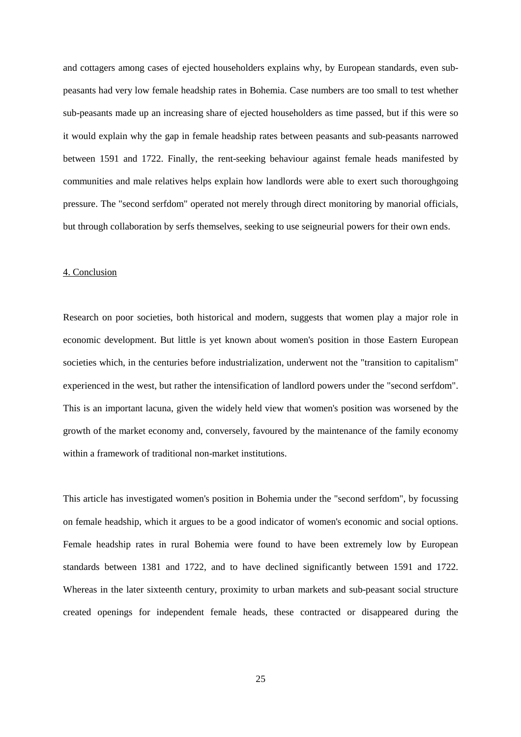and cottagers among cases of ejected householders explains why, by European standards, even sub-peasants had very low female headship rates in Bohemia. Case numbers are too small to test whether sub-peasants made up an increasing share of ejected householders as time passed, but if this were so it would explain why the gap in female headship rates between peasants and sub-peasants narrowed between 1591 and 1722. Finally, the rent-seeking behaviour against female heads manifested by communities and male relatives helps explain how landlords were able to exert such thoroughgoing pressure. The "second serfdom" operated not merely through direct monitoring by manorial officials, but through collaboration by serfs themselves, seeking to use seigneurial powers for their own ends.

## 4. Conclusion

Research on poor societies, both historical and modern, suggests that women play a major role in economic development. But little is yet known about women's position in those Eastern European societies which, in the centuries before industrialization, underwent not the "transition to capitalism" experienced in the west, but rather the intensification of landlord powers under the "second serfdom". This is an important lacuna, given the widely held view that women's position was worsened by the growth of the market economy and, conversely, favoured by the maintenance of the family economy within a framework of traditional non-market institutions.

This article has investigated women's position in Bohemia under the "second serfdom", by focussing on female headship, which it argues to be a good indicator of women's economic and social options. Female headship rates in rural Bohemia were found to have been extremely low by European standards between 1381 and 1722, and to have declined significantly between 1591 and 1722. Whereas in the later sixteenth century, proximity to urban markets and sub-peasant social structure created openings for independent female heads, these contracted or disappeared during the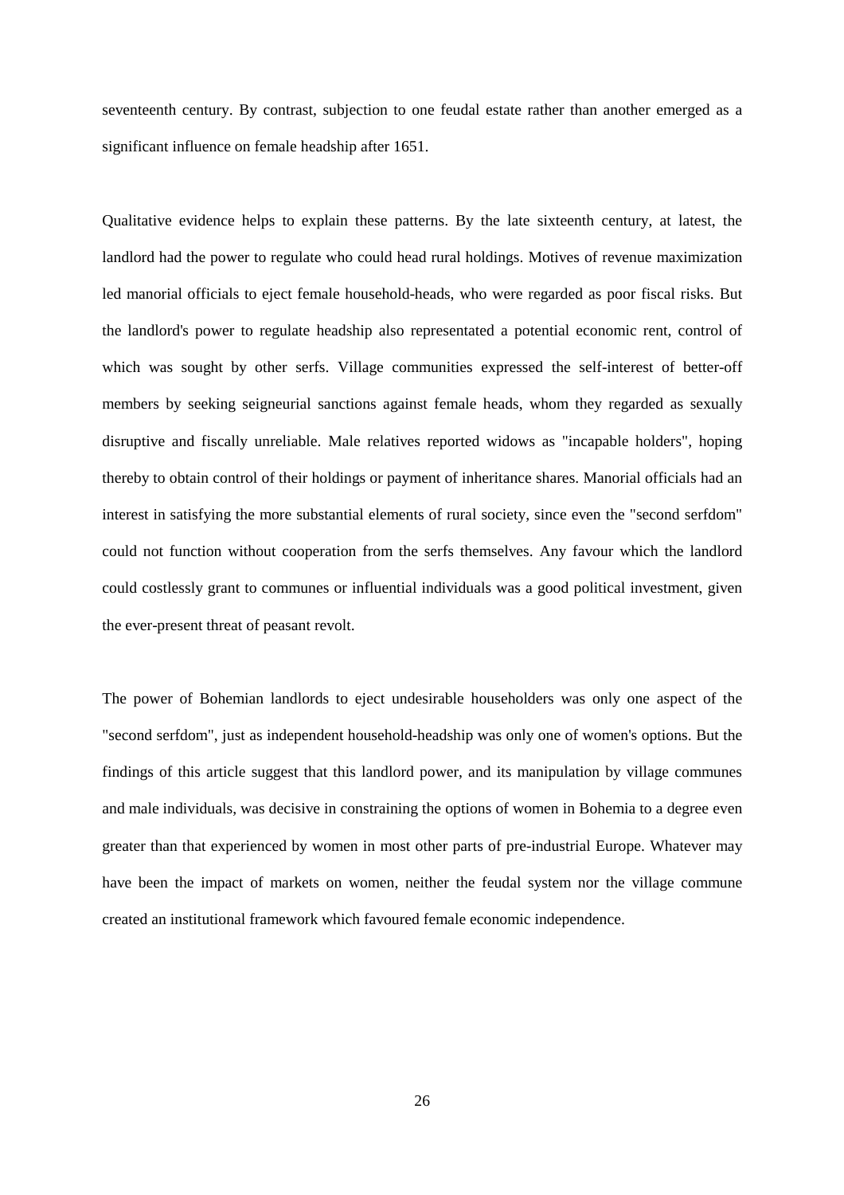seventeenth century. By contrast, subjection to one feudal estate rather than another emerged as a significant influence on female headship after 1651.

Qualitative evidence helps to explain these patterns. By the late sixteenth century, at latest, the landlord had the power to regulate who could head rural holdings. Motives of revenue maximization led manorial officials to eject female household-heads, who were regarded as poor fiscal risks. But the landlord's power to regulate headship also representated a potential economic rent, control of which was sought by other serfs. Village communities expressed the self-interest of better-off members by seeking seigneurial sanctions against female heads, whom they regarded as sexually disruptive and fiscally unreliable. Male relatives reported widows as "incapable holders", hoping thereby to obtain control of their holdings or payment of inheritance shares. Manorial officials had an interest in satisfying the more substantial elements of rural society, since even the "second serfdom" could not function without cooperation from the serfs themselves. Any favour which the landlord could costlessly grant to communes or influential individuals was a good political investment, given the ever-present threat of peasant revolt.

The power of Bohemian landlords to eject undesirable householders was only one aspect of the "second serfdom", just as independent household-headship was only one of women's options. But the findings of this article suggest that this landlord power, and its manipulation by village communes and male individuals, was decisive in constraining the options of women in Bohemia to a degree even greater than that experienced by women in most other parts of pre-industrial Europe. Whatever may have been the impact of markets on women, neither the feudal system nor the village commune created an institutional framework which favoured female economic independence.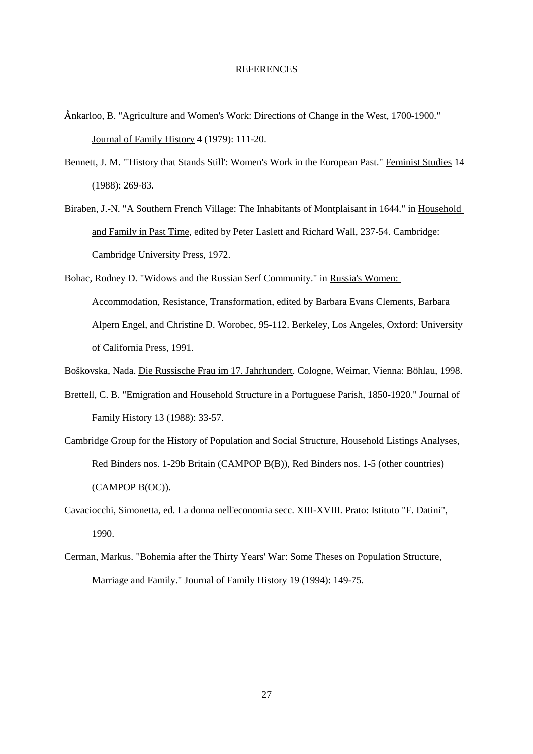# REFERENCES

Ånkarloo, B. "Agriculture and Women's Work: Directions of Change in the West, 1700-1900." Journal of Family History 4 (1979): 111-20.

Bennett, J. M. "'History that Stands Still': Women's Work in the European Past." Feminist Studies 14 (1988): 269-83.

Biraben, J.-N. "A Southern French Village: The Inhabitants of Montplaisant in 1644." in Household and Family in Past Time, edited by Peter Laslett and Richard Wall, 237-54. Cambridge: Cambridge University Press, 1972.

Bohac, Rodney D. "Widows and the Russian Serf Community." in Russia's Women: Accommodation, Resistance, Transformation, edited by Barbara Evans Clements, Barbara Alpern Engel, and Christine D. Worobec, 95-112. Berkeley, Los Angeles, Oxford: University of California Press, 1991.

Boškovska, Nada. Die Russische Frau im 17. Jahrhundert. Cologne, Weimar, Vienna: Böhlau, 1998.

Brettell, C. B. "Emigration and Household Structure in a Portuguese Parish, 1850-1920." Journal of Family History 13 (1988): 33-57.

Cambridge Group for the History of Population and Social Structure, Household Listings Analyses, Red Binders nos. 1-29b Britain (CAMPOP B(B)), Red Binders nos. 1-5 (other countries) (CAMPOP B(OC)).

Cavaciocchi, Simonetta, ed. La donna nell'economia secc. XIII-XVIII. Prato: Istituto "F. Datini", 1990.

Cerman, Markus. "Bohemia after the Thirty Years' War: Some Theses on Population Structure, Marriage and Family." Journal of Family History 19 (1994): 149-75.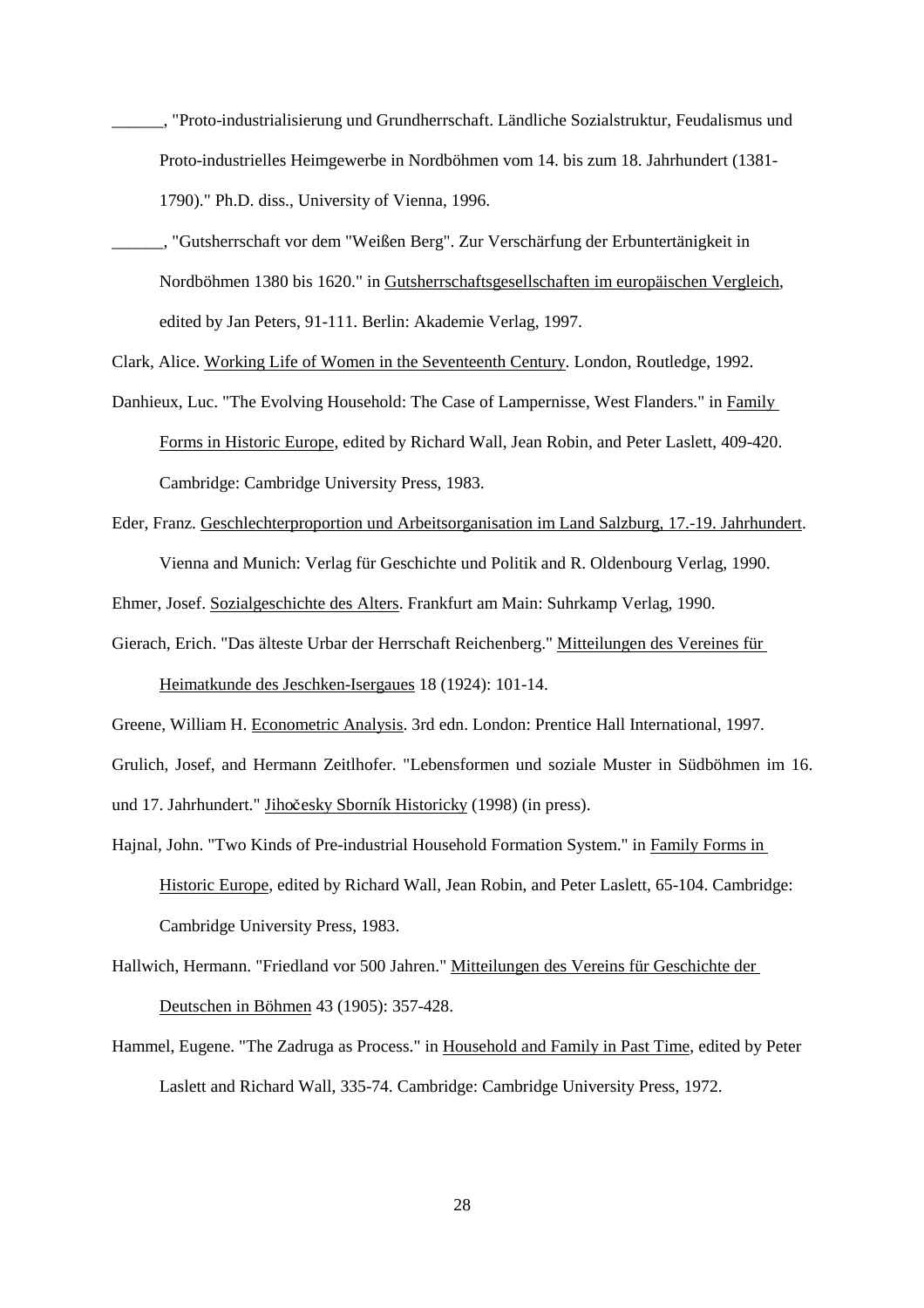______, "Proto-industrialisierung und Grundherrschaft. Ländliche Sozialstruktur, Feudalismus und Proto-industrielles Heimgewerbe in Nordböhmen vom 14. bis zum 18. Jahrhundert (1381-1790)." Ph.D. diss., University of Vienna, 1996.

______, "Gutsherrschaft vor dem "Weißen Berg". Zur Verschärfung der Erbuntertänigkeit in Nordböhmen 1380 bis 1620." in Gutsherrschaftsgesellschaften im europäischen Vergleich, edited by Jan Peters, 91-111. Berlin: Akademie Verlag, 1997.

Clark, Alice. Working Life of Women in the Seventeenth Century. London, Routledge, 1992.

Danhieux, Luc. "The Evolving Household: The Case of Lampernisse, West Flanders." in Family Forms in Historic Europe, edited by Richard Wall, Jean Robin, and Peter Laslett, 409-420. Cambridge: Cambridge University Press, 1983.

Eder, Franz. Geschlechterproportion und Arbeitsorganisation im Land Salzburg, 17.-19. Jahrhundert. Vienna and Munich: Verlag für Geschichte und Politik and R. Oldenbourg Verlag, 1990.

Ehmer, Josef. Sozialgeschichte des Alters. Frankfurt am Main: Suhrkamp Verlag, 1990.

Gierach, Erich. "Das älteste Urbar der Herrschaft Reichenberg." Mitteilungen des Vereines für Heimatkunde des Jeschken-Isergaues 18 (1924): 101-14.

Greene, William H. Econometric Analysis. 3rd edn. London: Prentice Hall International, 1997.

Grulich, Josef, and Hermann Zeitlhofer. "Lebensformen und soziale Muster in Südböhmen im 16. und 17. Jahrhundert." Jihočesky Sborník Historicky (1998) (in press).

Hajnal, John. "Two Kinds of Pre-industrial Household Formation System." in Family Forms in Historic Europe, edited by Richard Wall, Jean Robin, and Peter Laslett, 65-104. Cambridge: Cambridge University Press, 1983.

Hallwich, Hermann. "Friedland vor 500 Jahren." Mitteilungen des Vereins für Geschichte der Deutschen in Böhmen 43 (1905): 357-428.

Hammel, Eugene. "The Zadruga as Process." in Household and Family in Past Time, edited by Peter Laslett and Richard Wall, 335-74. Cambridge: Cambridge University Press, 1972.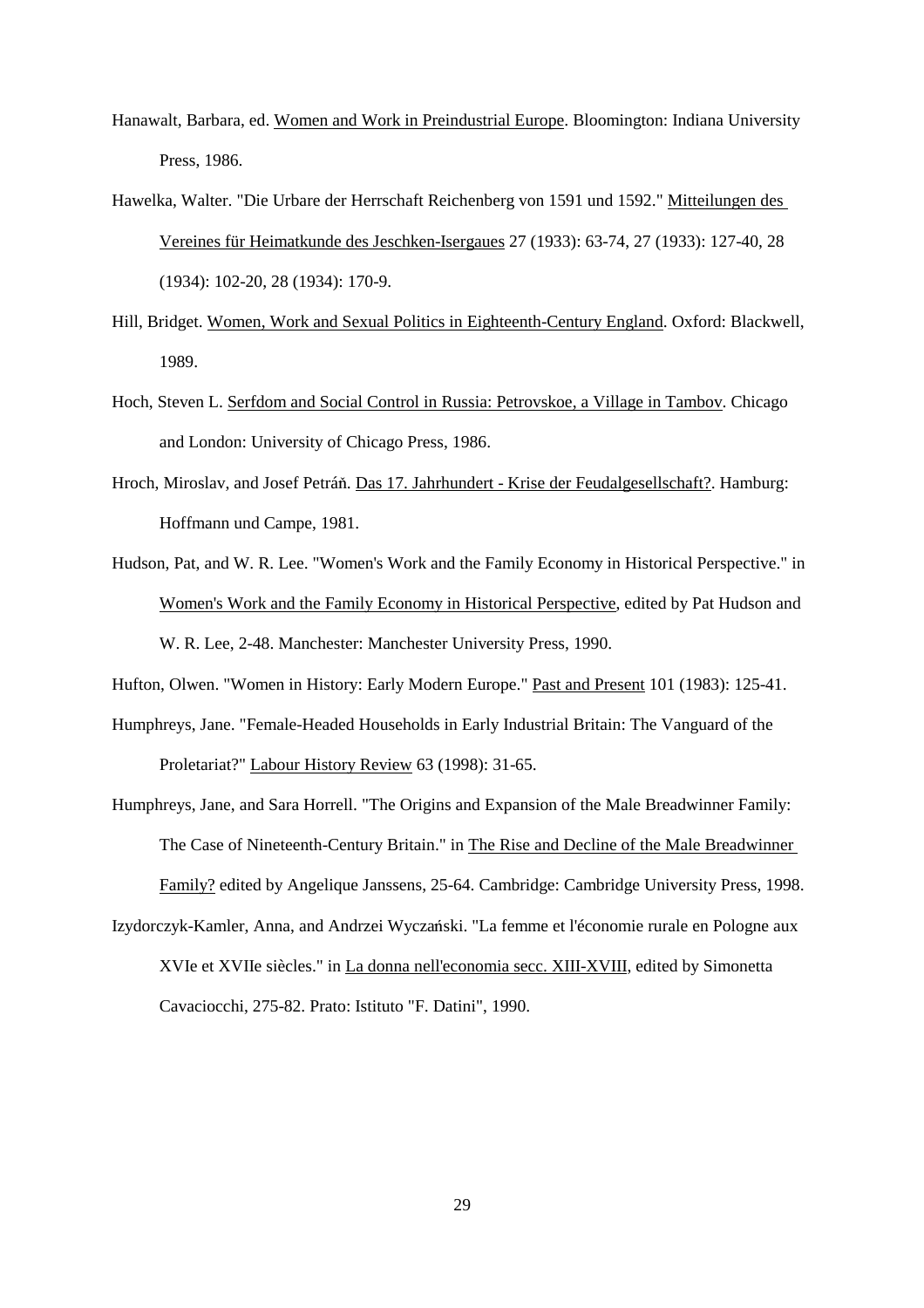Hanawalt, Barbara, ed. Women and Work in Preindustrial Europe. Bloomington: Indiana University Press, 1986.

Hawelka, Walter. "Die Urbare der Herrschaft Reichenberg von 1591 und 1592." Mitteilungen des Vereines für Heimatkunde des Jeschken-Isergaues 27 (1933): 63-74, 27 (1933): 127-40, 28 (1934): 102-20, 28 (1934): 170-9.

Hill, Bridget. Women, Work and Sexual Politics in Eighteenth-Century England. Oxford: Blackwell, 1989.

Hoch, Steven L. Serfdom and Social Control in Russia: Petrovskoe, a Village in Tambov. Chicago and London: University of Chicago Press, 1986.

Hroch, Miroslav, and Josef Petráň. Das 17. Jahrhundert - Krise der Feudalgesellschaft?. Hamburg: Hoffmann und Campe, 1981.

Hudson, Pat, and W. R. Lee. "Women's Work and the Family Economy in Historical Perspective." in Women's Work and the Family Economy in Historical Perspective, edited by Pat Hudson and W. R. Lee, 2-48. Manchester: Manchester University Press, 1990.

Hufton, Olwen. "Women in History: Early Modern Europe." Past and Present 101 (1983): 125-41.

Humphreys, Jane. "Female-Headed Households in Early Industrial Britain: The Vanguard of the Proletariat?" Labour History Review 63 (1998): 31-65.

Humphreys, Jane, and Sara Horrell. "The Origins and Expansion of the Male Breadwinner Family: The Case of Nineteenth-Century Britain." in The Rise and Decline of the Male Breadwinner Family? edited by Angelique Janssens, 25-64. Cambridge: Cambridge University Press, 1998.

Izydorczyk-Kamler, Anna, and Andrzei Wyczański. "La femme et l'économie rurale en Pologne aux XVIe et XVIIe siècles." in La donna nell'economia secc. XIII-XVIII, edited by Simonetta Cavaciocchi, 275-82. Prato: Istituto "F. Datini", 1990.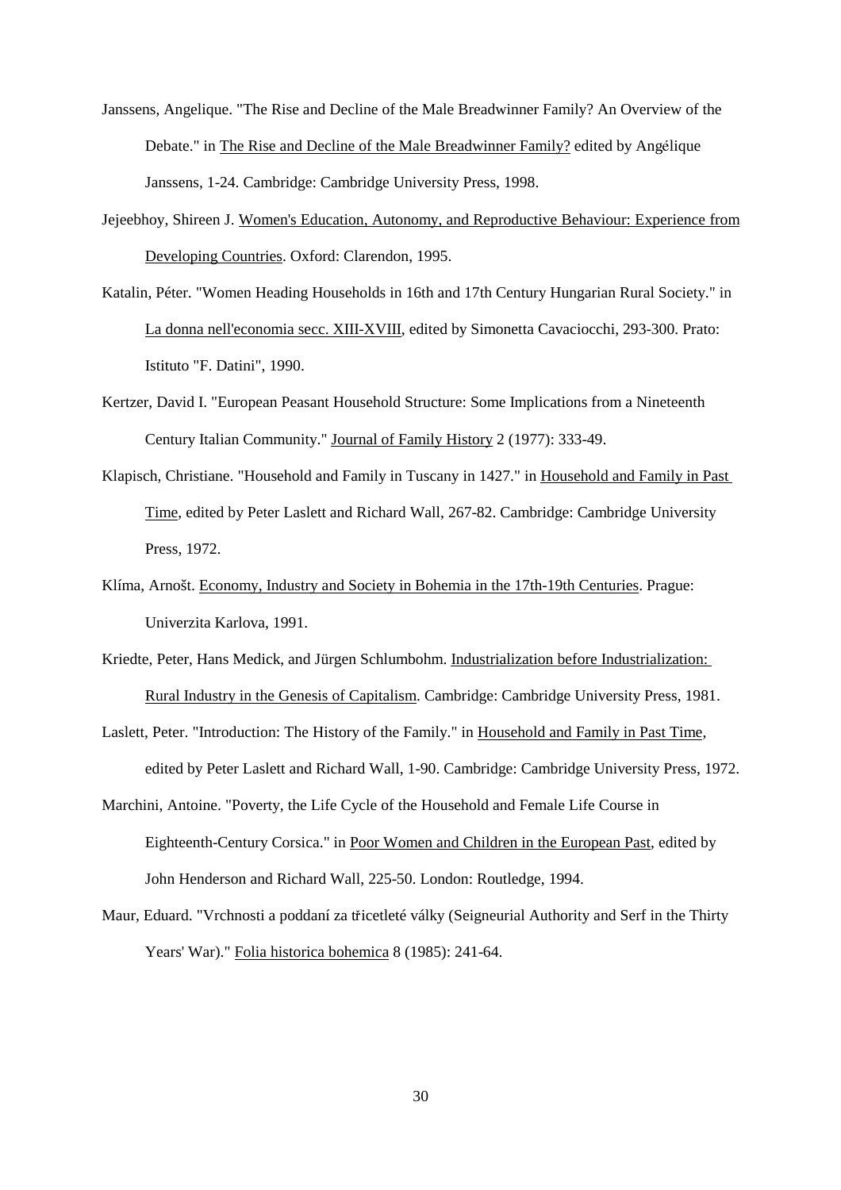Janssens, Angelique. "The Rise and Decline of the Male Breadwinner Family? An Overview of the Debate." in The Rise and Decline of the Male Breadwinner Family? edited by Angélique Janssens, 1-24. Cambridge: Cambridge University Press, 1998.

Jejeebhoy, Shireen J. Women's Education, Autonomy, and Reproductive Behaviour: Experience from Developing Countries. Oxford: Clarendon, 1995.

Katalin, Péter. "Women Heading Households in 16th and 17th Century Hungarian Rural Society." in La donna nell'economia secc. XIII-XVIII, edited by Simonetta Cavaciocchi, 293-300. Prato: Istituto "F. Datini", 1990.

Kertzer, David I. "European Peasant Household Structure: Some Implications from a Nineteenth Century Italian Community." Journal of Family History 2 (1977): 333-49.

Klapisch, Christiane. "Household and Family in Tuscany in 1427." in Household and Family in Past Time, edited by Peter Laslett and Richard Wall, 267-82. Cambridge: Cambridge University Press, 1972.

Klíma, Arnošt. Economy, Industry and Society in Bohemia in the 17th-19th Centuries. Prague: Univerzita Karlova, 1991.

Kriedte, Peter, Hans Medick, and Jürgen Schlumbohm. Industrialization before Industrialization: Rural Industry in the Genesis of Capitalism. Cambridge: Cambridge University Press, 1981.

Laslett, Peter. "Introduction: The History of the Family." in Household and Family in Past Time, edited by Peter Laslett and Richard Wall, 1-90. Cambridge: Cambridge University Press, 1972.

Marchini, Antoine. "Poverty, the Life Cycle of the Household and Female Life Course in Eighteenth-Century Corsica." in Poor Women and Children in the European Past, edited by John Henderson and Richard Wall, 225-50. London: Routledge, 1994.

Maur, Eduard. "Vrchnosti a poddaní za třicetleté války (Seigneurial Authority and Serf in the Thirty Years' War)." Folia historica bohemica 8 (1985): 241-64.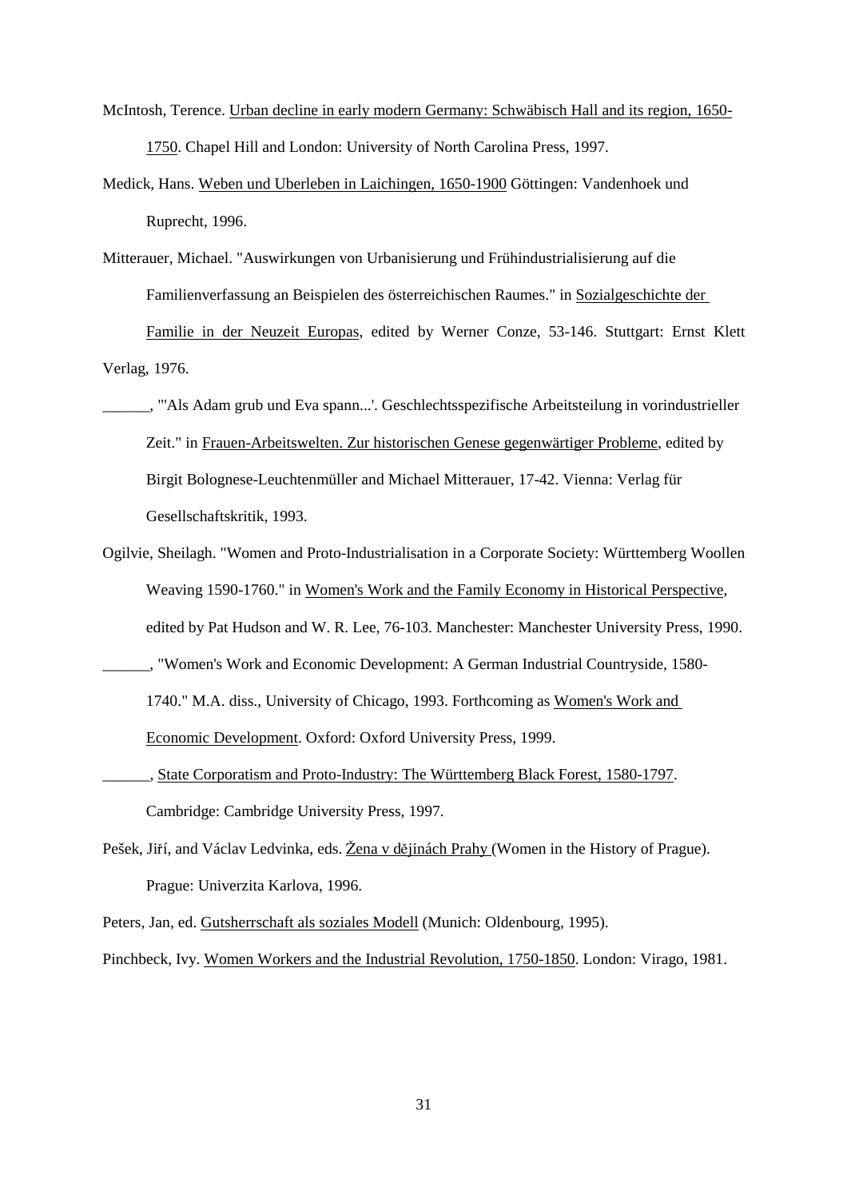McIntosh, Terence. Urban decline in early modern Germany: Schwäbisch Hall and its region, 1650-1750. Chapel Hill and London: University of North Carolina Press, 1997.

Medick, Hans. Weben und Uberleben in Laichingen, 1650-1900 Göttingen: Vandenhoek und Ruprecht, 1996.

Mitterauer, Michael. "Auswirkungen von Urbanisierung und Frühindustrialisierung auf die Familienverfassung an Beispielen des österreichischen Raumes." in Sozialgeschichte der Familie in der Neuzeit Europas, edited by Werner Conze, 53-146. Stuttgart: Ernst Klett Verlag, 1976.

______, "'Als Adam grub und Eva spann...'. Geschlechtsspezifische Arbeitsteilung in vorindustrieller Zeit." in Frauen-Arbeitswelten. Zur historischen Genese gegenwärtiger Probleme, edited by Birgit Bolognese-Leuchtenmüller and Michael Mitterauer, 17-42. Vienna: Verlag für Gesellschaftskritik, 1993.

Ogilvie, Sheilagh. "Women and Proto-Industrialisation in a Corporate Society: Württemberg Woollen Weaving 1590-1760." in Women's Work and the Family Economy in Historical Perspective, edited by Pat Hudson and W. R. Lee, 76-103. Manchester: Manchester University Press, 1990.

______, "Women's Work and Economic Development: A German Industrial Countryside, 1580-1740." M.A. diss., University of Chicago, 1993. Forthcoming as Women's Work and Economic Development. Oxford: Oxford University Press, 1999.

______, State Corporatism and Proto-Industry: The Württemberg Black Forest, 1580-1797. Cambridge: Cambridge University Press, 1997.

Pešek, Jiří, and Václav Ledvinka, eds. Žena v dějinách Prahy (Women in the History of Prague). Prague: Univerzita Karlova, 1996.

Peters, Jan, ed. Gutsherrschaft als soziales Modell (Munich: Oldenbourg, 1995).

Pinchbeck, Ivy. Women Workers and the Industrial Revolution, 1750-1850. London: Virago, 1981.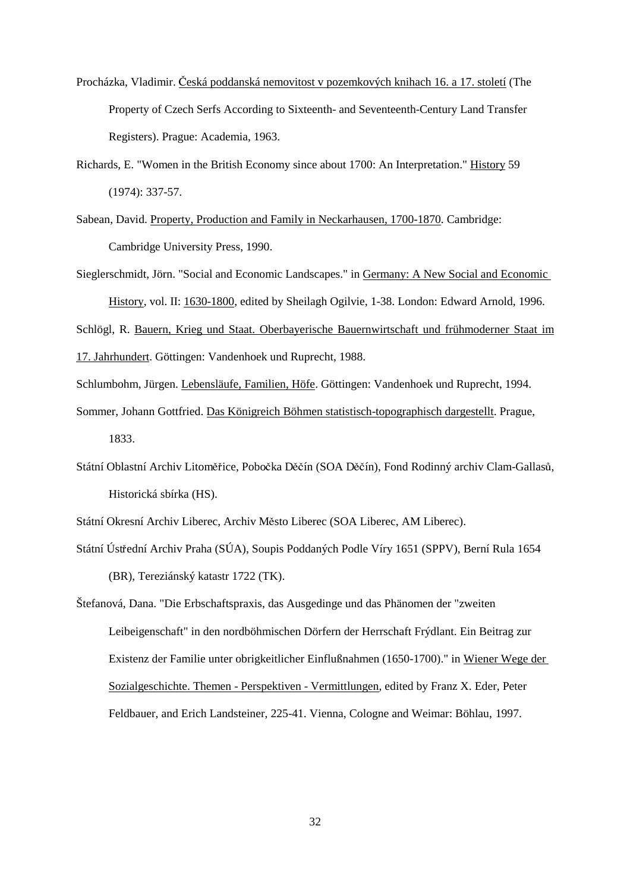Procházka, Vladimír. Česká poddanská nemovitost v pozemkových knihach 16. a 17. století (The Property of Czech Serfs According to Sixteenth- and Seventeenth-Century Land Transfer Registers). Prague: Academia, 1963.

Richards, E. "Women in the British Economy since about 1700: An Interpretation." History 59 (1974): 337-57.

Sabean, David. Property, Production and Family in Neckarhausen, 1700-1870. Cambridge: Cambridge University Press, 1990.

Sieglerschmidt, Jörn. "Social and Economic Landscapes." in Germany: A New Social and Economic History, vol. II: 1630-1800, edited by Sheilagh Ogilvie, 1-38. London: Edward Arnold, 1996.

Schlögl, R. Bauern, Krieg und Staat. Oberbayerische Bauernwirtschaft und frühmoderner Staat im 17. Jahrhundert. Göttingen: Vandenhoek und Ruprecht, 1988.

Schlumbohm, Jürgen. Lebensläufe, Familien, Höfe. Göttingen: Vandenhoek und Ruprecht, 1994.

Sommer, Johann Gottfried. Das Königreich Böhmen statistisch-topographisch dargestellt. Prague, 1833.

Státní Oblastní Archiv Litoměřice, Pobočka Děčín (SOA Děčín), Fond Rodinný archiv Clam-Gallasů, Historická sbírka (HS).

Státní Okresní Archiv Liberec, Archiv Město Liberec (SOA Liberec, AM Liberec).

Státní Ústřední Archiv Praha (SÚA), Soupis Poddaných Podle Víry 1651 (SPPV), Berní Rula 1654 (BR), Tereziánský katastr 1722 (TK).

Štefanová, Dana. "Die Erbschaftspraxis, das Ausgedinge und das Phänomen der "zweiten Leibeigenschaft" in den nordböhmischen Dörfern der Herrschaft Frýdlant. Ein Beitrag zur Existenz der Familie unter obrigkeitlicher Einflußnahmen (1650-1700)." in Wiener Wege der Sozialgeschichte. Themen - Perspektiven - Vermittlungen, edited by Franz X. Eder, Peter Feldbauer, and Erich Landsteiner, 225-41. Vienna, Cologne and Weimar: Böhlau, 1997.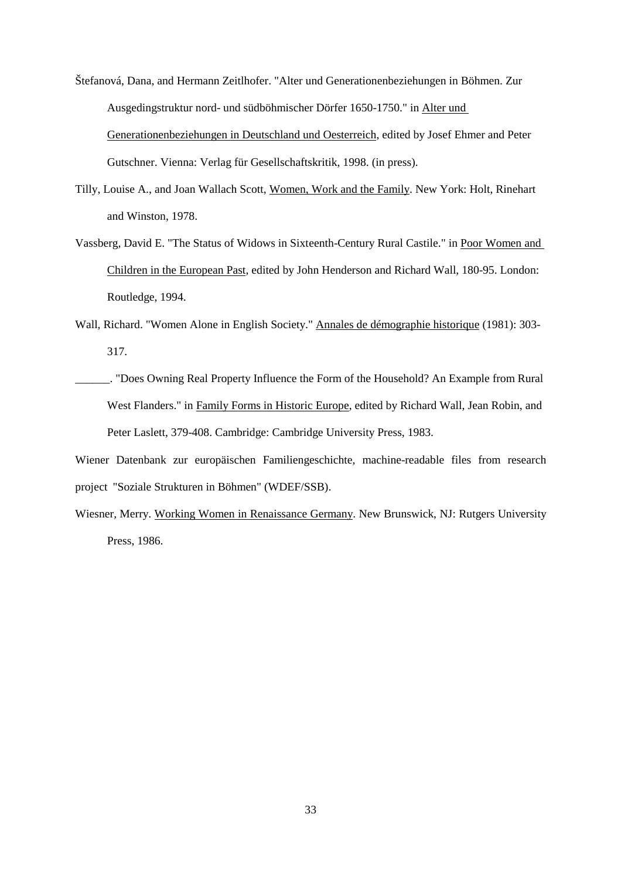Štefanová, Dana, and Hermann Zeitlhofer. "Alter und Generationenbeziehungen in Böhmen. Zur Ausgedingstruktur nord- und südböhmischer Dörfer 1650-1750." in Alter und Generationenbeziehungen in Deutschland und Oesterreich, edited by Josef Ehmer and Peter Gutschner. Vienna: Verlag für Gesellschaftskritik, 1998. (in press).

Tilly, Louise A., and Joan Wallach Scott, Women, Work and the Family. New York: Holt, Rinehart and Winston, 1978.

Vassberg, David E. "The Status of Widows in Sixteenth-Century Rural Castile." in Poor Women and Children in the European Past, edited by John Henderson and Richard Wall, 180-95. London: Routledge, 1994.

Wall, Richard. "Women Alone in English Society." Annales de démographie historique (1981): 303-317.

______. "Does Owning Real Property Influence the Form of the Household? An Example from Rural West Flanders." in Family Forms in Historic Europe, edited by Richard Wall, Jean Robin, and Peter Laslett, 379-408. Cambridge: Cambridge University Press, 1983.

Wiener Datenbank zur europäischen Familiengeschichte, machine-readable files from research project "Soziale Strukturen in Böhmen" (WDEF/SSB).

Wiesner, Merry. Working Women in Renaissance Germany. New Brunswick, NJ: Rutgers University Press, 1986.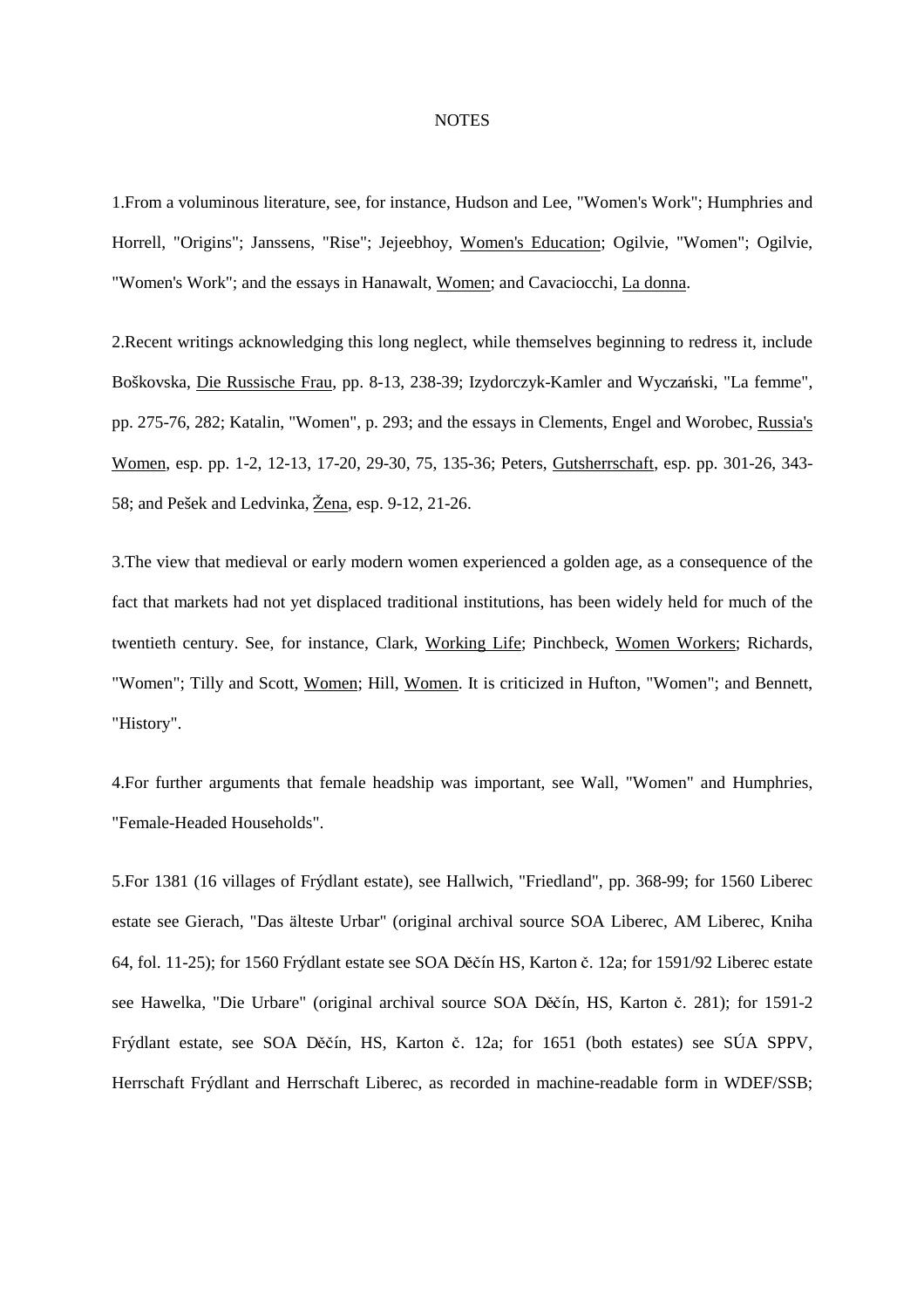NOTES

1.From a voluminous literature, see, for instance, Hudson and Lee, "Women's Work"; Humphries and Horrell, "Origins"; Janssens, "Rise"; Jejeebhoy, Women's Education; Ogilvie, "Women"; Ogilvie, "Women's Work"; and the essays in Hanawalt, Women; and Cavaciocchi, La donna.

2.Recent writings acknowledging this long neglect, while themselves beginning to redress it, include Boškovska, Die Russische Frau, pp. 8-13, 238-39; Izydorczyk-Kamler and Wyczański, "La femme", pp. 275-76, 282; Katalin, "Women", p. 293; and the essays in Clements, Engel and Worobec, Russia's Women, esp. pp. 1-2, 12-13, 17-20, 29-30, 75, 135-36; Peters, Gutsherrschaft, esp. pp. 301-26, 343-58; and Pešek and Ledvinka, Žena, esp. 9-12, 21-26.

3.The view that medieval or early modern women experienced a golden age, as a consequence of the fact that markets had not yet displaced traditional institutions, has been widely held for much of the twentieth century. See, for instance, Clark, Working Life; Pinchbeck, Women Workers; Richards, "Women"; Tilly and Scott, Women; Hill, Women. It is criticized in Hufton, "Women"; and Bennett, "History".

4.For further arguments that female headship was important, see Wall, "Women" and Humphries, "Female-Headed Households".

5.For 1381 (16 villages of Frýdlant estate), see Hallwich, "Friedland", pp. 368-99; for 1560 Liberec estate see Gierach, "Das älteste Urbar" (original archival source SOA Liberec, AM Liberec, Kniha 64, fol. 11-25); for 1560 Frýdlant estate see SOA Děčín HS, Karton č. 12a; for 1591/92 Liberec estate see Hawelka, "Die Urbare" (original archival source SOA Děčín, HS, Karton č. 281); for 1591-2 Frýdlant estate, see SOA Děčín, HS, Karton č. 12a; for 1651 (both estates) see SÚA SPPV, Herrschaft Frýdlant and Herrschaft Liberec, as recorded in machine-readable form in WDEF/SSB;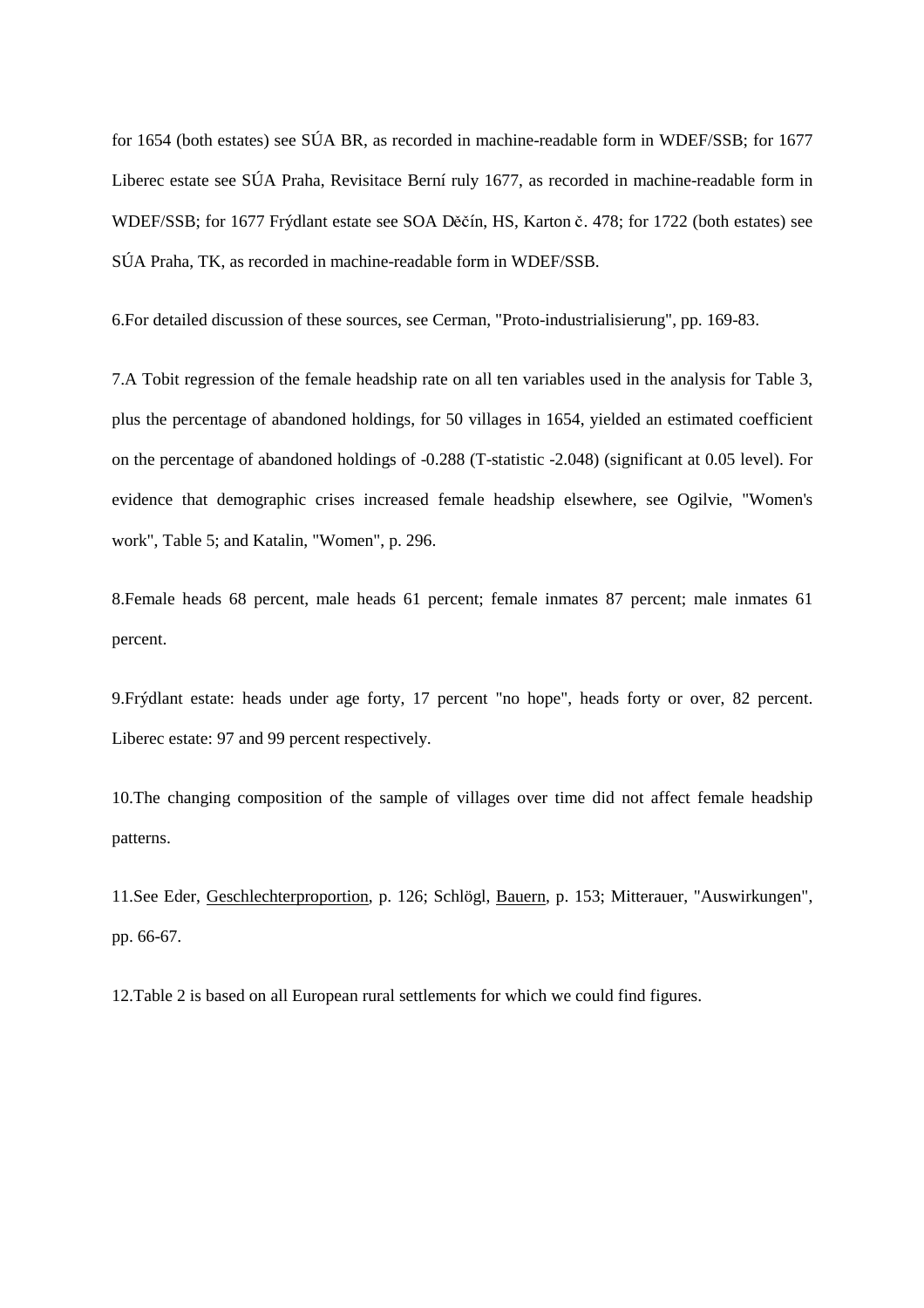for 1654 (both estates) see SÚA BR, as recorded in machine-readable form in WDEF/SSB; for 1677 Liberec estate see SÚA Praha, Revisitace Berní ruly 1677, as recorded in machine-readable form in WDEF/SSB; for 1677 Frýdlant estate see SOA Děčín, HS, Karton č. 478; for 1722 (both estates) see SÚA Praha, TK, as recorded in machine-readable form in WDEF/SSB.

6.For detailed discussion of these sources, see Cerman, "Proto-industrialisierung", pp. 169-83.

7.A Tobit regression of the female headship rate on all ten variables used in the analysis for Table 3, plus the percentage of abandoned holdings, for 50 villages in 1654, yielded an estimated coefficient on the percentage of abandoned holdings of -0.288 (T-statistic -2.048) (significant at 0.05 level). For evidence that demographic crises increased female headship elsewhere, see Ogilvie, "Women's work", Table 5; and Katalin, "Women", p. 296.

8.Female heads 68 percent, male heads 61 percent; female inmates 87 percent; male inmates 61 percent.

9.Frýdlant estate: heads under age forty, 17 percent "no hope", heads forty or over, 82 percent. Liberec estate: 97 and 99 percent respectively.

10.The changing composition of the sample of villages over time did not affect female headship patterns.

11.See Eder, Geschlechterproportion, p. 126; Schlögl, Bauern, p. 153; Mitterauer, "Auswirkungen", pp. 66-67.

12.Table 2 is based on all European rural settlements for which we could find figures.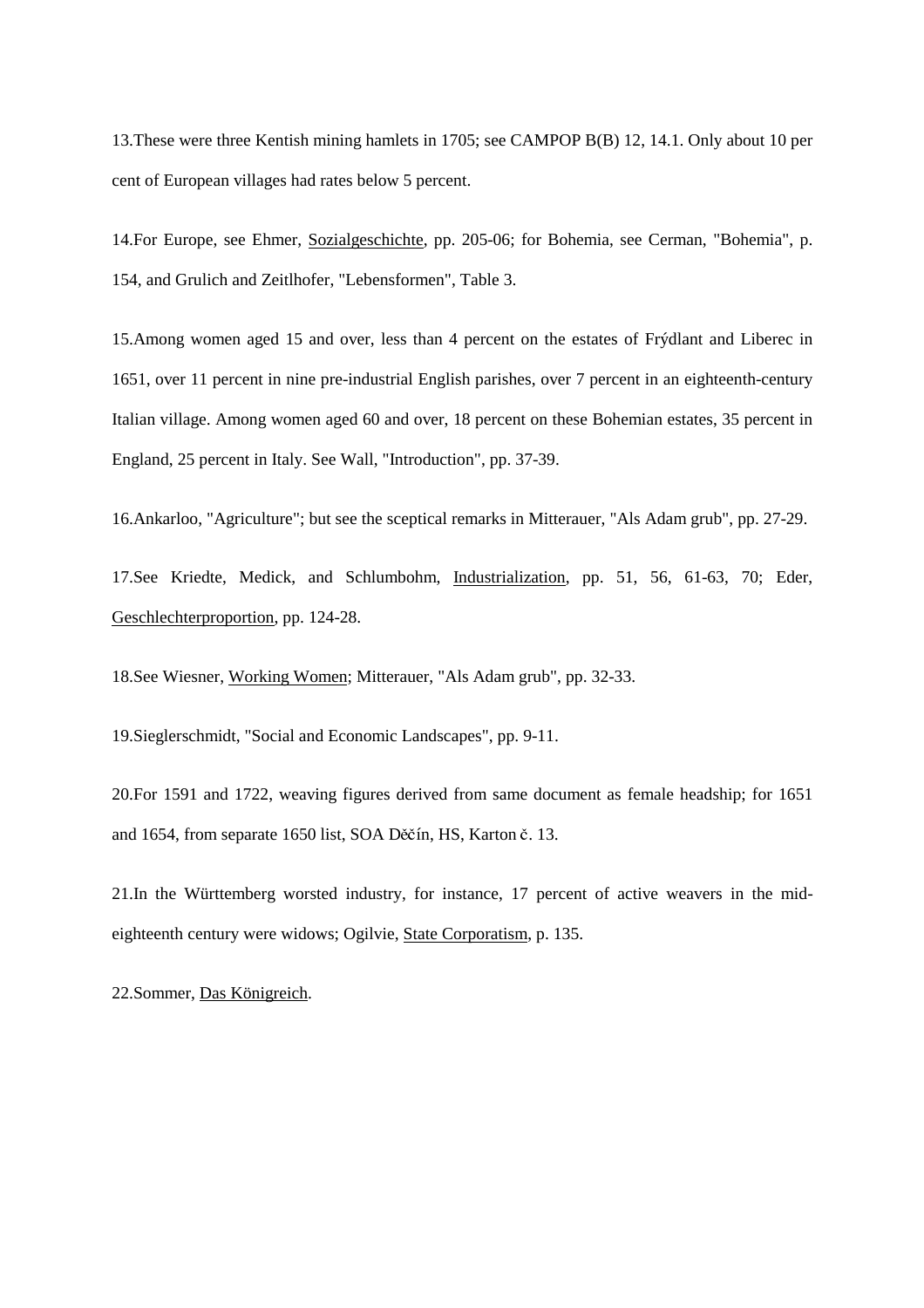13.These were three Kentish mining hamlets in 1705; see CAMPOP B(B) 12, 14.1. Only about 10 per cent of European villages had rates below 5 percent.

14.For Europe, see Ehmer, Sozialgeschichte, pp. 205-06; for Bohemia, see Cerman, "Bohemia", p. 154, and Grulich and Zeitlhofer, "Lebensformen", Table 3.

15.Among women aged 15 and over, less than 4 percent on the estates of Frýdlant and Liberec in 1651, over 11 percent in nine pre-industrial English parishes, over 7 percent in an eighteenth-century Italian village. Among women aged 60 and over, 18 percent on these Bohemian estates, 35 percent in England, 25 percent in Italy. See Wall, "Introduction", pp. 37-39.

16.Ankarloo, "Agriculture"; but see the sceptical remarks in Mitterauer, "Als Adam grub", pp. 27-29.

17.See Kriedte, Medick, and Schlumbohm, Industrialization, pp. 51, 56, 61-63, 70; Eder, Geschlechterproportion, pp. 124-28.

18.See Wiesner, Working Women; Mitterauer, "Als Adam grub", pp. 32-33.

19.Sieglerschmidt, "Social and Economic Landscapes", pp. 9-11.

20.For 1591 and 1722, weaving figures derived from same document as female headship; for 1651 and 1654, from separate 1650 list, SOA Děčín, HS, Karton č. 13.

21.In the Württemberg worsted industry, for instance, 17 percent of active weavers in the mid-eighteenth century were widows; Ogilvie, State Corporatism, p. 135.

22.Sommer, Das Königreich.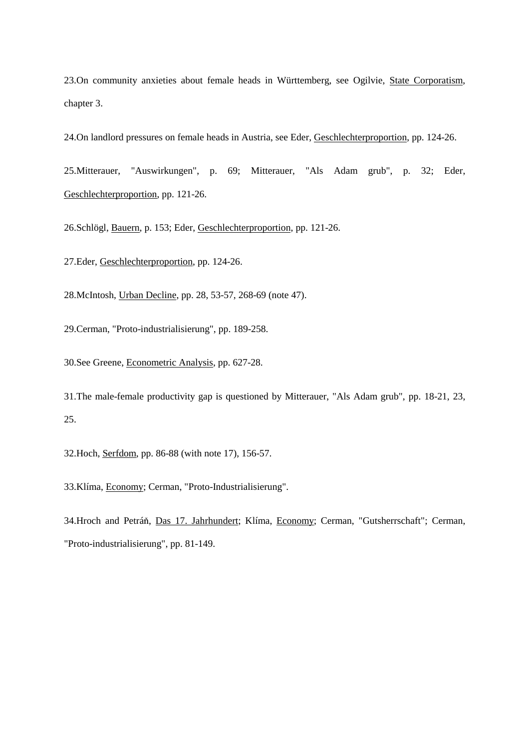23.On community anxieties about female heads in Württemberg, see Ogilvie, State Corporatism, chapter 3.

24.On landlord pressures on female heads in Austria, see Eder, Geschlechterproportion, pp. 124-26.

25.Mitterauer, "Auswirkungen", p. 69; Mitterauer, "Als Adam grub", p. 32; Eder, Geschlechterproportion, pp. 121-26.

26.Schlögl, Bauern, p. 153; Eder, Geschlechterproportion, pp. 121-26.

27.Eder, Geschlechterproportion, pp. 124-26.

28.McIntosh, Urban Decline, pp. 28, 53-57, 268-69 (note 47).

29.Cerman, "Proto-industrialisierung", pp. 189-258.

30.See Greene, Econometric Analysis, pp. 627-28.

31.The male-female productivity gap is questioned by Mitterauer, "Als Adam grub", pp. 18-21, 23, 25.

32.Hoch, Serfdom, pp. 86-88 (with note 17), 156-57.

33.Klíma, Economy; Cerman, "Proto-Industrialisierung".

34.Hroch and Petráň, Das 17. Jahrhundert; Klíma, Economy; Cerman, "Gutsherrschaft"; Cerman, "Proto-industrialisierung", pp. 81-149.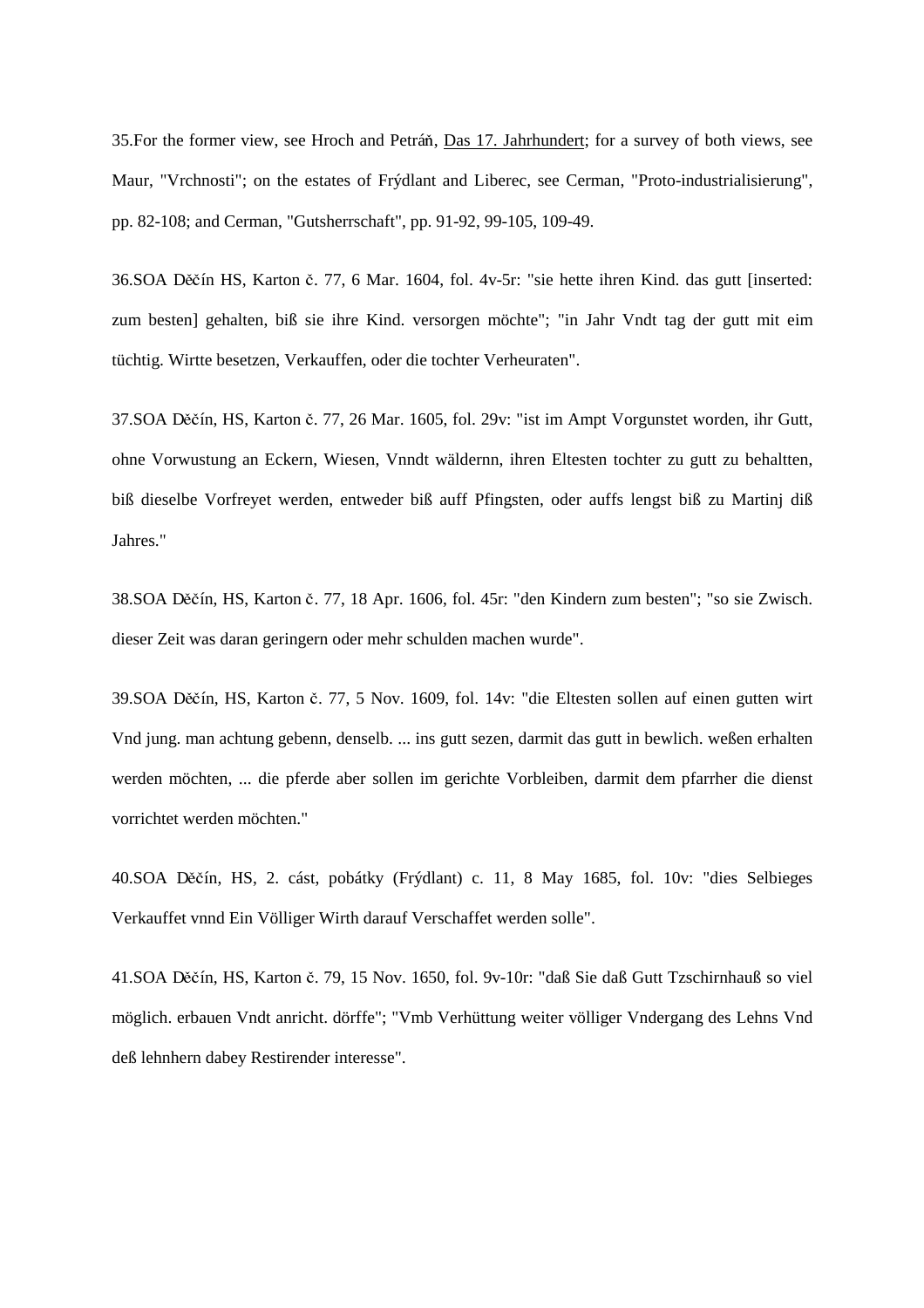35.For the former view, see Hroch and Petráň, Das 17. Jahrhundert; for a survey of both views, see Maur, "Vrchnosti"; on the estates of Frýdlant and Liberec, see Cerman, "Proto-industrialisierung", pp. 82-108; and Cerman, "Gutsherrschaft", pp. 91-92, 99-105, 109-49.

36.SOA Děčín HS, Karton č. 77, 6 Mar. 1604, fol. 4v-5r: "sie hette ihren Kind. das gutt [inserted: zum besten] gehalten, biß sie ihre Kind. versorgen möchte"; "in Jahr Vndt tag der gutt mit eim tüchtig. Wirtte besetzen, Verkauffen, oder die tochter Verheuraten".

37.SOA Děčín, HS, Karton č. 77, 26 Mar. 1605, fol. 29v: "ist im Ampt Vorgunstet worden, ihr Gutt, ohne Vorwustung an Eckern, Wiesen, Vnndt wäldernn, ihren Eltesten tochter zu gutt zu behaltten, biß dieselbe Vorfreyet werden, entweder biß auff Pfingsten, oder auffs lengst biß zu Martinj diß Jahres."

38.SOA Děčín, HS, Karton č. 77, 18 Apr. 1606, fol. 45r: "den Kindern zum besten"; "so sie Zwisch. dieser Zeit was daran geringern oder mehr schulden machen wurde".

39.SOA Děčín, HS, Karton č. 77, 5 Nov. 1609, fol. 14v: "die Eltesten sollen auf einen gutten wirt Vnd jung. man achtung gebenn, denselb. ... ins gutt sezen, darmit das gutt in bewlich. weßen erhalten werden möchten, ... die pferde aber sollen im gerichte Vorbleiben, darmit dem pfarrher die dienst vorrichtet werden möchten."

40.SOA Děčín, HS, 2. cást, pobátky (Frýdlant) c. 11, 8 May 1685, fol. 10v: "dies Selbieges Verkauffet vnnd Ein Völliger Wirth darauf Verschaffet werden solle".

41.SOA Děčín, HS, Karton č. 79, 15 Nov. 1650, fol. 9v-10r: "daß Sie daß Gutt Tzschirnhauß so viel möglich. erbauen Vndt anricht. dörffe"; "Vmb Verhüttung weiter völliger Vndergang des Lehns Vnd deß lehnhern dabey Restirender interesse".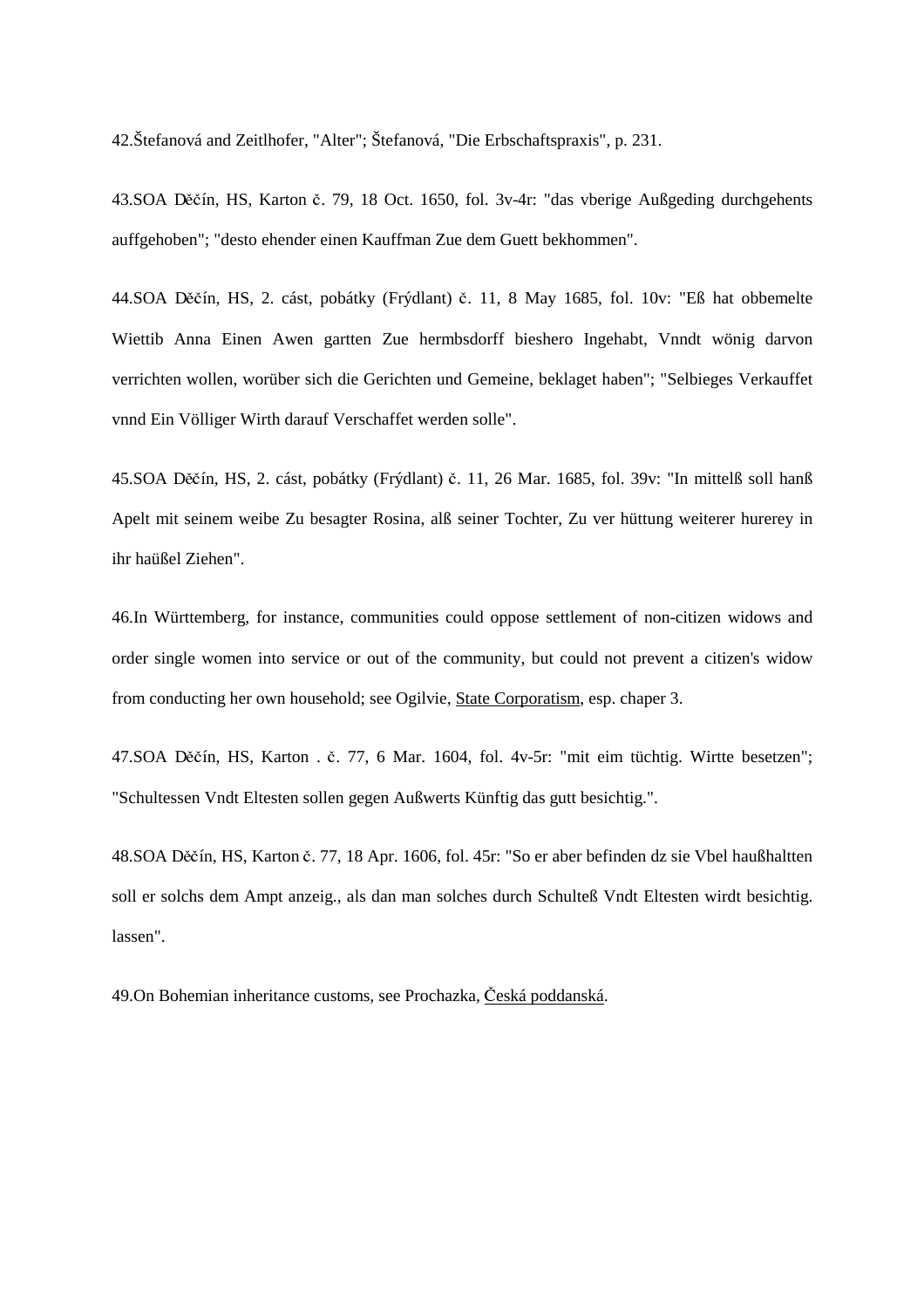42.Štefanová and Zeitlhofer, "Alter"; Štefanová, "Die Erbschaftspraxis", p. 231.

43.SOA Děčín, HS, Karton č. 79, 18 Oct. 1650, fol. 3v-4r: "das vberige Außgeding durchgehents auffgehoben"; "desto ehender einen Kauffman Zue dem Guett bekhommen".

44.SOA Děčín, HS, 2. cást, pobátky (Frýdlant) č. 11, 8 May 1685, fol. 10v: "Eß hat obbemelte Wiettib Anna Einen Awen gartten Zue hermbsdorff bieshero Ingehabt, Vnndt wönig darvon verrichten wollen, worüber sich die Gerichten und Gemeine, beklaget haben"; "Selbieges Verkauffet vnnd Ein Völliger Wirth darauf Verschaffet werden solle".

45.SOA Děčín, HS, 2. cást, pobátky (Frýdlant) č. 11, 26 Mar. 1685, fol. 39v: "In mittelß soll hanß Apelt mit seinem weibe Zu besagter Rosina, alß seiner Tochter, Zu ver hüttung weiterer hurerey in ihr haüßel Ziehen".

46.In Württemberg, for instance, communities could oppose settlement of non-citizen widows and order single women into service or out of the community, but could not prevent a citizen's widow from conducting her own household; see Ogilvie, State Corporatism, esp. chaper 3.

47.SOA Děčín, HS, Karton . č. 77, 6 Mar. 1604, fol. 4v-5r: "mit eim tüchtig. Wirtte besetzen"; "Schultessen Vndt Eltesten sollen gegen Außwerts Künftig das gutt besichtig.".

48.SOA Děčín, HS, Karton č. 77, 18 Apr. 1606, fol. 45r: "So er aber befinden dz sie Vbel haußhaltten soll er solchs dem Ampt anzeig., als dan man solches durch Schulteß Vndt Eltesten wirdt besichtig. lassen".

49.On Bohemian inheritance customs, see Prochazka, Česká poddanská.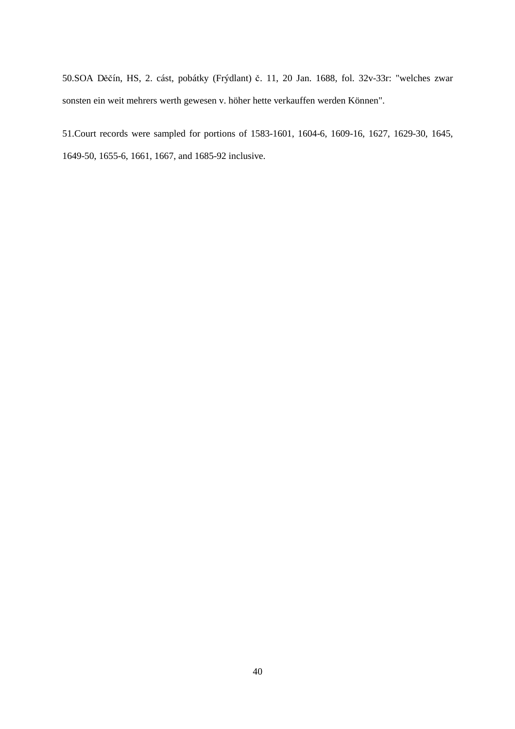50.SOA Děčín, HS, 2. cást, pobátky (Frýdlant) č. 11, 20 Jan. 1688, fol. 32v-33r: "welches zwar sonsten ein weit mehrers werth gewesen v. höher hette verkauffen werden Können".

51.Court records were sampled for portions of 1583-1601, 1604-6, 1609-16, 1627, 1629-30, 1645, 1649-50, 1655-6, 1661, 1667, and 1685-92 inclusive.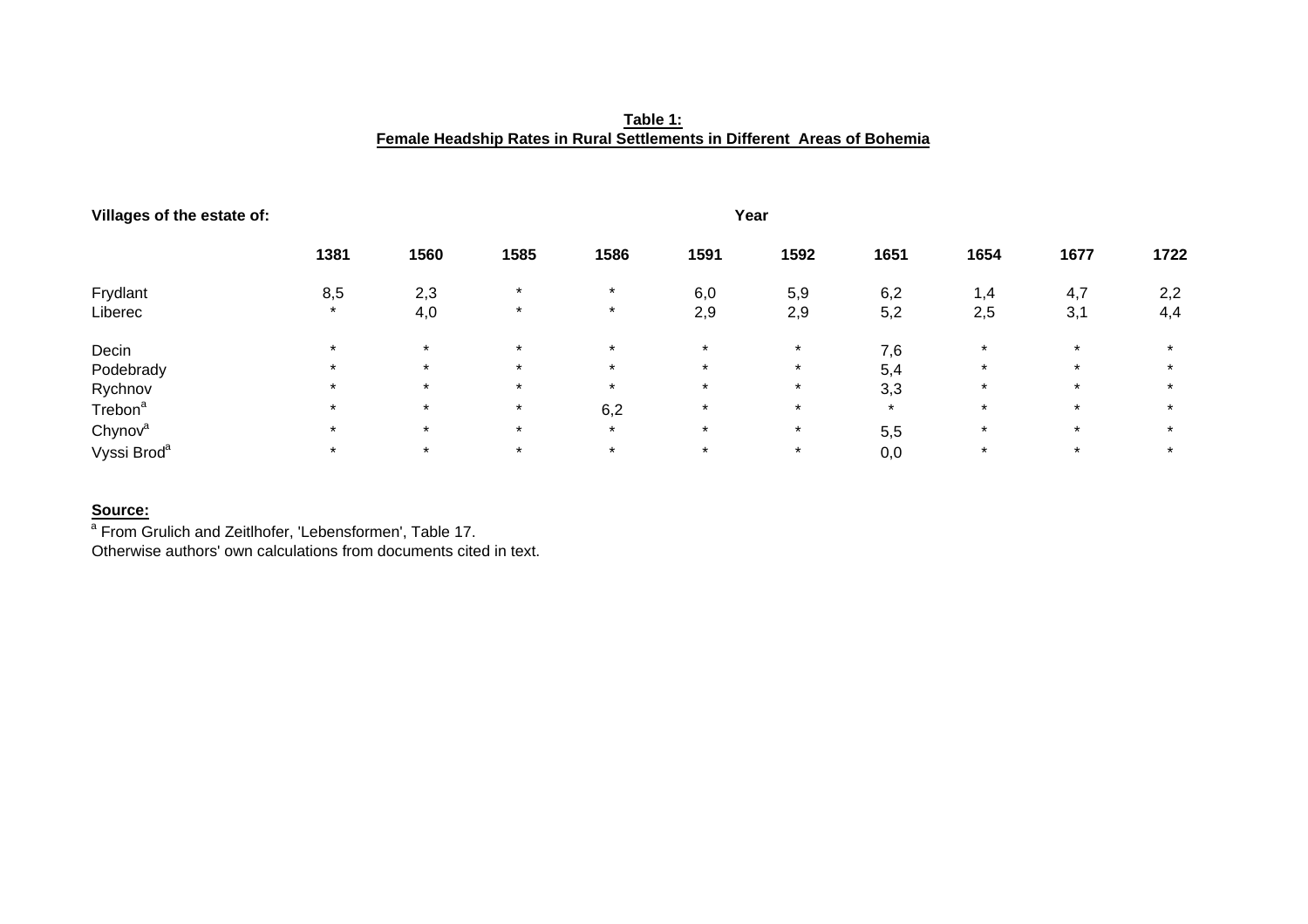**Table 1:**
**Female Headship Rates in Rural Settlements in Different Areas of Bohemia**

| Villages of the estate of: | Year | | | | | | | | | |
|---|---|---|---|---|---|---|---|---|---|---|
| | 1381 | 1560 | 1585 | 1586 | 1591 | 1592 | 1651 | 1654 | 1677 | 1722 |
| Frydlant | 8,5 | 2,3 | * | * | 6,0 | 5,9 | 6,2 | 1,4 | 4,7 | 2,2 |
| Liberec | * | 4,0 | * | * | 2,9 | 2,9 | 5,2 | 2,5 | 3,1 | 4,4 |
| Decin | * | * | * | * | * | * | 7,6 | * | * | * |
| Podebrady | * | * | * | * | * | * | 5,4 | * | * | * |
| Rychnov | * | * | * | * | * | * | 3,3 | * | * | * |
| Trebon[a] | * | * | * | 6,2 | * | * | * | * | * | * |
| Chynov[a] | * | * | * | * | * | * | 5,5 | * | * | * |
| Vyssi Brod[a] | * | * | * | * | * | * | 0,0 | * | * | * |

**Source:**
[a] From Grulich and Zeitlhofer, 'Lebensformen', Table 17.
Otherwise authors' own calculations from documents cited in text.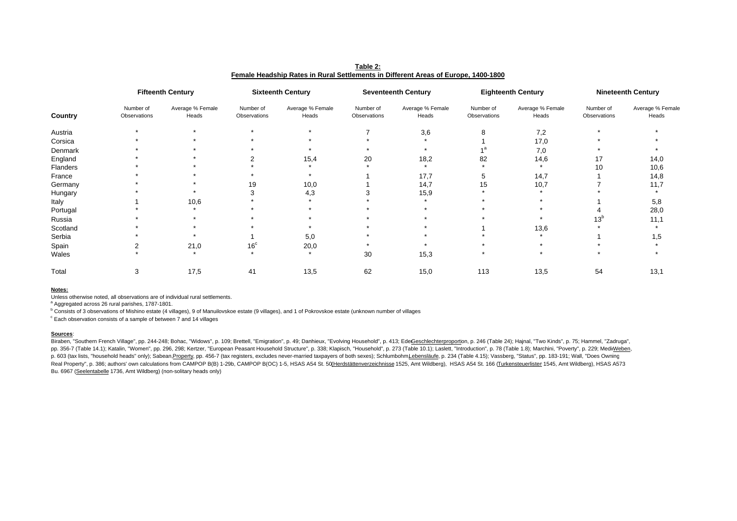**Table 2:**
**Female Headship Rates in Rural Settlements in Different Areas of Europe, 1400-1800**

| Country | Fifteenth Century | | Sixteenth Century | | Seventeenth Century | | Eighteenth Century | | Nineteenth Century | |
|---|---|---|---|---|---|---|---|---|---|---|
| | Number of Observations | Average % Female Heads | Number of Observations | Average % Female Heads | Number of Observations | Average % Female Heads | Number of Observations | Average % Female Heads | Number of Observations | Average % Female Heads |
| Austria | * | * | * | * | 7 | 3,6 | 8 | 7,2 | * | * |
| Corsica | * | * | * | * | * | * | 1 | 17,0 | * | * |
| Denmark | * | * | * | * | * | * | 1[a] | 7,0 | * | * |
| England | * | * | 2 | 15,4 | 20 | 18,2 | 82 | 14,6 | 17 | 14,0 |
| Flanders | * | * | * | * | * | * | * | * | 10 | 10,6 |
| France | * | * | * | * | 1 | 17,7 | 5 | 14,7 | 1 | 14,8 |
| Germany | * | * | 19 | 10,0 | 1 | 14,7 | 15 | 10,7 | 7 | 11,7 |
| Hungary | * | * | 3 | 4,3 | 3 | 15,9 | * | * | * | * |
| Italy | 1 | 10,6 | * | * | * | * | * | * | 1 | 5,8 |
| Portugal | * | * | * | * | * | * | * | * | 4 | 28,0 |
| Russia | * | * | * | * | * | * | * | * | 13[b] | 11,1 |
| Scotland | * | * | * | * | * | * | 1 | 13,6 | * | * |
| Serbia | * | * | 1 | 5,0 | * | * | * | * | 1 | 1,5 |
| Spain | 2 | 21,0 | 16[c] | 20,0 | * | * | * | * | * | * |
| Wales | * | * | * | * | 30 | 15,3 | * | * | * | * |
| Total | 3 | 17,5 | 41 | 13,5 | 62 | 15,0 | 113 | 13,5 | 54 | 13,1 |

**Notes:**

Unless otherwise noted, all observations are of individual rural settlements.

[a] Aggregated across 26 rural parishes, 1787-1801.

[b] Consists of 3 observations of Mishino estate (4 villages), 9 of Manuilovskoe estate (9 villages), and 1 of Pokrovskoe estate (unknown number of villages

[c] Each observation consists of a sample of between 7 and 14 villages

**Sources**:

Biraben, "Southern French Village", pp. 244-248; Bohac, "Widows", p. 109; Brettell, "Emigration", p. 49; Danhieux, "Evolving Household", p. 413; Eder, Geschlechterproporton, p. 246 (Table 24); Hajnal, "Two Kinds", p. 75; Hammel, "Zadruga", pp. 356-7 (Table 14.1); Katalin, "Women", pp. 296, 298; Kertzer, "European Peasant Household Structure", p. 338; Klapisch, "Household", p. 273 (Table 10.1); Laslett, "Introduction", p. 78 (Table 1.8); Marchini, "Poverty", p. 229; Medick, Weben, p. 603 (tax lists, "household heads" only); Sabean, Property, pp. 456-7 (tax registers, excludes never-married taxpayers of both sexes); Schlumbohm, Lebensläufe, p. 234 (Table 4.15); Vassberg, "Status", pp. 183-191; Wall, "Does Owning Real Property", p. 386; authors' own calculations from CAMPOP B(B) 1-29b, CAMPOP B(OC) 1-5, HSAS A54 St. 50 (Herdstättenverzeichnisse 1525, Amt Wildberg), HSAS A54 St. 166 (Turkensteuerlisten 1545, Amt Wildberg), HSAS A573 Bu. 6967 (Seelentabelle 1736, Amt Wildberg) (non-solitary heads only)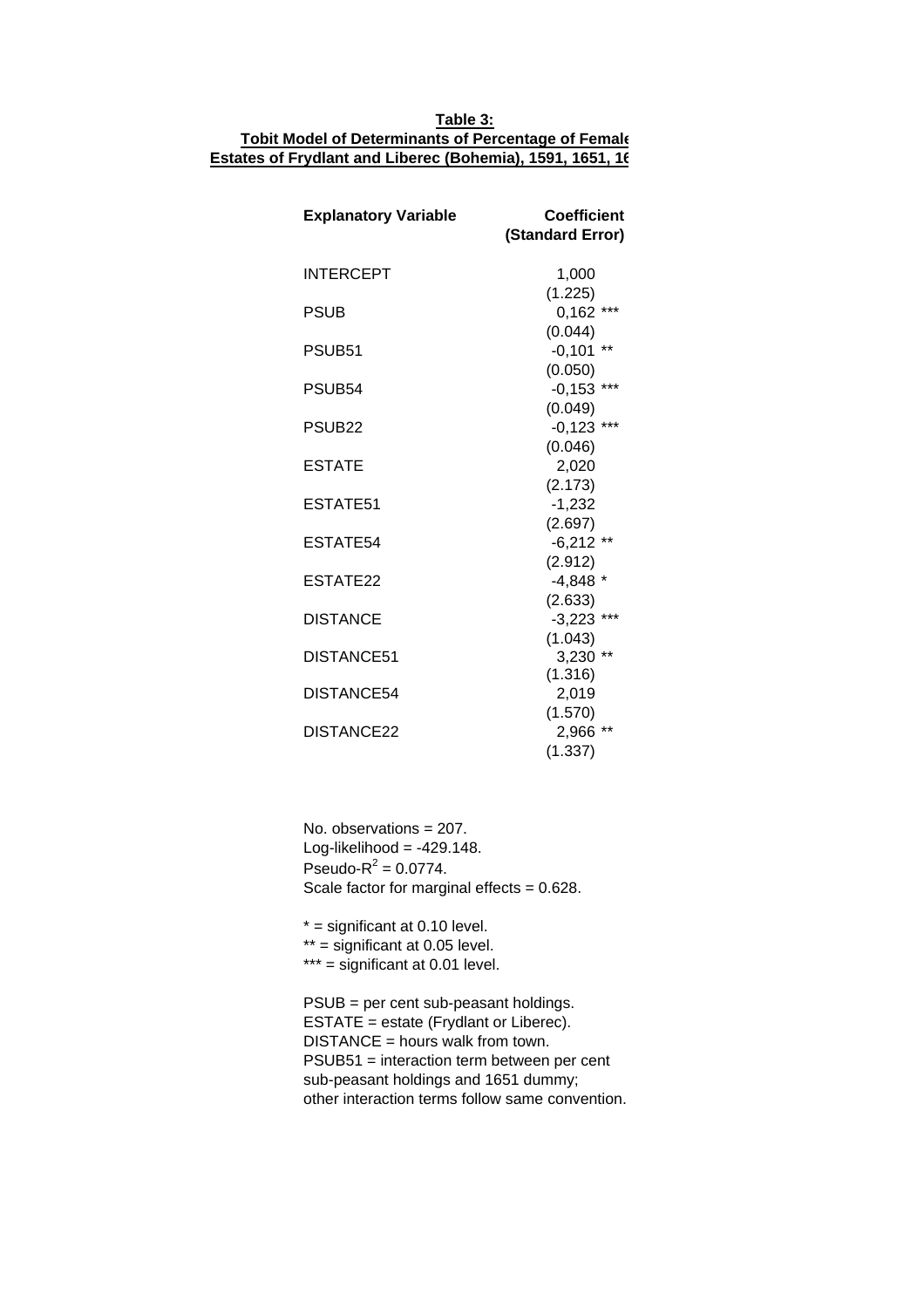**Table 3:**
**Tobit Model of Determinants of Percentage of Female**
**Estates of Frydlant and Liberec (Bohemia), 1591, 1651, 16**

| Explanatory Variable | Coefficient (Standard Error) |
|---|---|
| INTERCEPT | 1,000 |
| | (1.225) |
| PSUB | 0,162 *** |
| | (0.044) |
| PSUB51 | -0,101 ** |
| | (0.050) |
| PSUB54 | -0,153 *** |
| | (0.049) |
| PSUB22 | -0,123 *** |
| | (0.046) |
| ESTATE | 2,020 |
| | (2.173) |
| ESTATE51 | -1,232 |
| | (2.697) |
| ESTATE54 | -6,212 ** |
| | (2.912) |
| ESTATE22 | -4,848 * |
| | (2.633) |
| DISTANCE | -3,223 *** |
| | (1.043) |
| DISTANCE51 | 3,230 ** |
| | (1.316) |
| DISTANCE54 | 2,019 |
| | (1.570) |
| DISTANCE22 | 2,966 ** |
| | (1.337) |

No. observations = 207.
Log-likelihood = -429.148.
Pseudo-$R^2$ = 0.0774.
Scale factor for marginal effects = 0.628.

* = significant at 0.10 level.
** = significant at 0.05 level.
*** = significant at 0.01 level.

PSUB = per cent sub-peasant holdings.
ESTATE = estate (Frydlant or Liberec).
DISTANCE = hours walk from town.
PSUB51 = interaction term between per cent sub-peasant holdings and 1651 dummy;
other interaction terms follow same convention.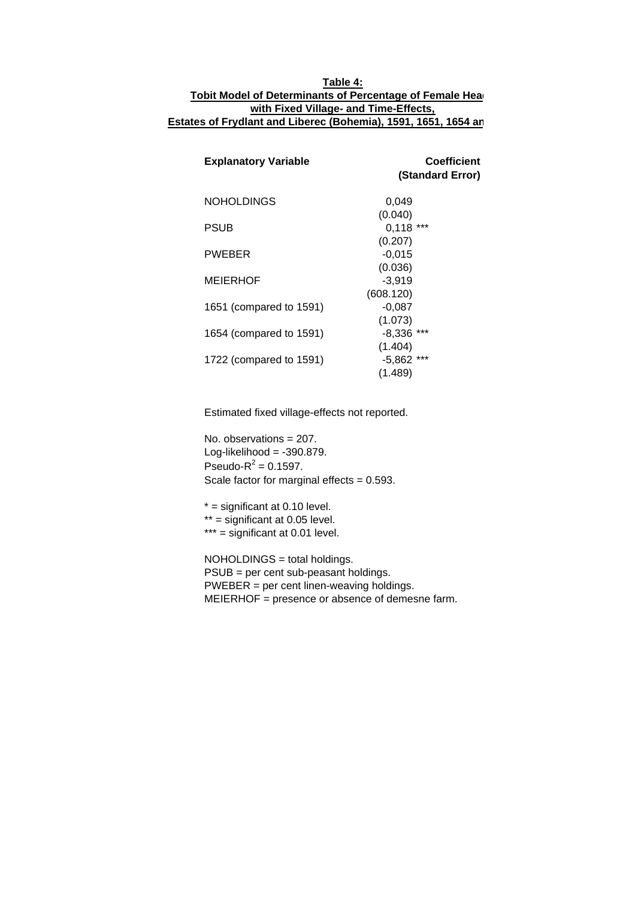**Table 4:**
**Tobit Model of Determinants of Percentage of Female Hea**
**with Fixed Village- and Time-Effects,**
**Estates of Frydlant and Liberec (Bohemia), 1591, 1651, 1654 an**

| **Explanatory Variable** | **Coefficient (Standard Error)** |
|---|---|
| NOHOLDINGS | 0,049 |
| | (0.040) |
| PSUB | 0,118 *** |
| | (0.207) |
| PWEBER | -0,015 |
| | (0.036) |
| MEIERHOF | -3,919 |
| | (608.120) |
| 1651 (compared to 1591) | -0,087 |
| | (1.073) |
| 1654 (compared to 1591) | -8,336 *** |
| | (1.404) |
| 1722 (compared to 1591) | -5,862 *** |
| | (1.489) |

Estimated fixed village-effects not reported.

No. observations = 207.
Log-likelihood = -390.879.
Pseudo-$R^2$ = 0.1597.
Scale factor for marginal effects = 0.593.

* = significant at 0.10 level.
** = significant at 0.05 level.
*** = significant at 0.01 level.

NOHOLDINGS = total holdings.
PSUB = per cent sub-peasant holdings.
PWEBER = per cent linen-weaving holdings.
MEIERHOF = presence or absence of demesne farm.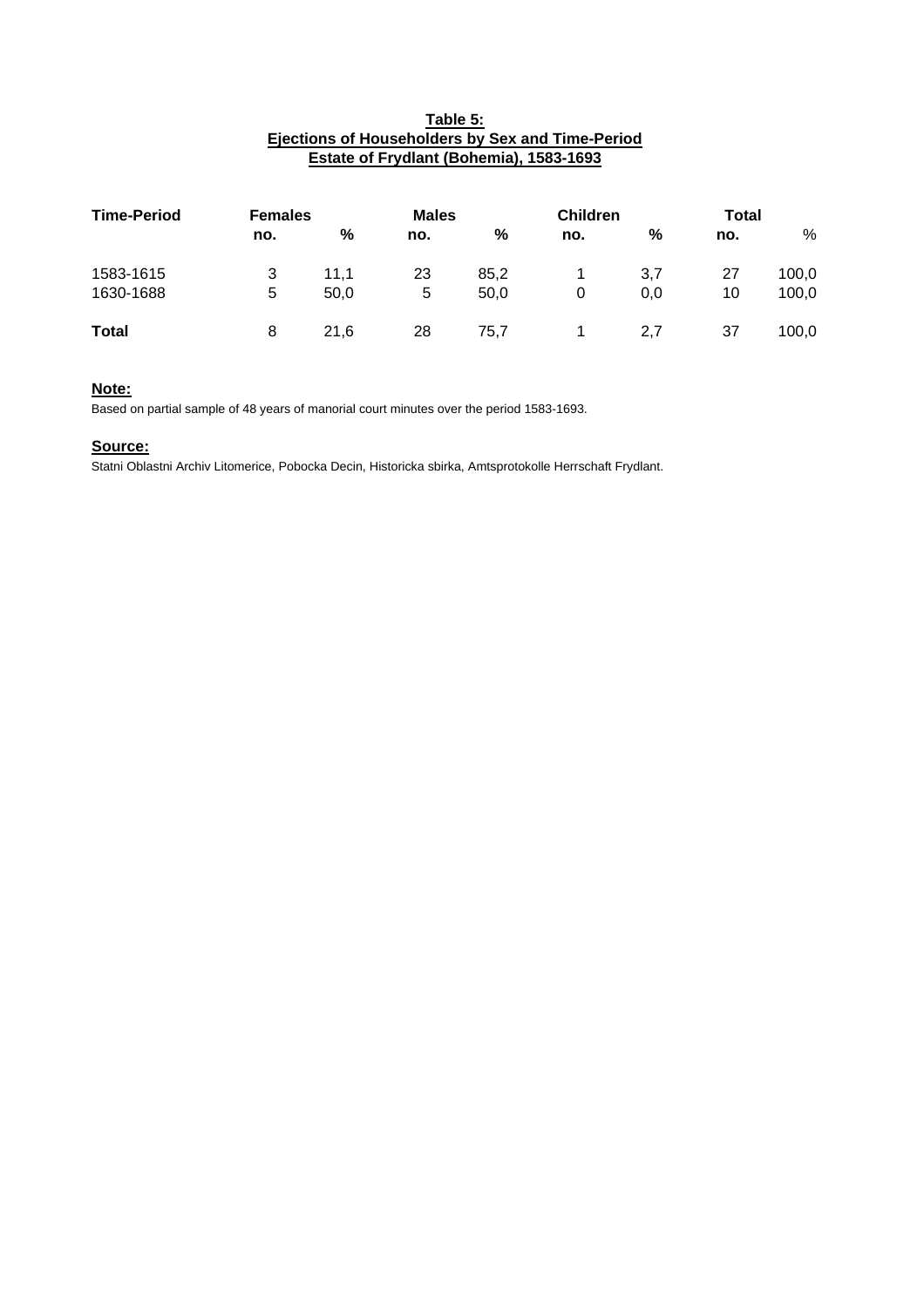**Table 5:**
**Ejections of Householders by Sex and Time-Period**
**Estate of Frydlant (Bohemia), 1583-1693**

| **Time-Period** | **Females** | | **Males** | | **Children** | | **Total** | |
|---|---|---|---|---|---|---|---|---|
| | **no.** | **%** | **no.** | **%** | **no.** | **%** | **no.** | % |
| 1583-1615 | 3 | 11,1 | 23 | 85,2 | 1 | 3,7 | 27 | 100,0 |
| 1630-1688 | 5 | 50,0 | 5 | 50,0 | 0 | 0,0 | 10 | 100,0 |
| **Total** | 8 | 21,6 | 28 | 75,7 | 1 | 2,7 | 37 | 100,0 |

**Note:**
Based on partial sample of 48 years of manorial court minutes over the period 1583-1693.

**Source:**
Statni Oblastni Archiv Litomerice, Pobocka Decin, Historicka sbirka, Amtsprotokolle Herrschaft Frydlant.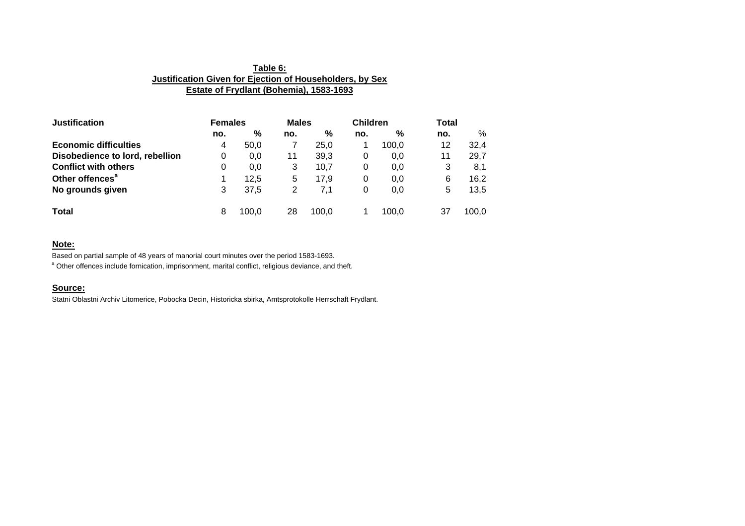**Table 6:**
**Justification Given for Ejection of Householders, by Sex**
**Estate of Frydlant (Bohemia), 1583-1693**

| Justification | Females | | Males | | Children | | Total | |
|---|---|---|---|---|---|---|---|---|
| | no. | % | no. | % | no. | % | no. | % |
| **Economic difficulties** | 4 | 50,0 | 7 | 25,0 | 1 | 100,0 | 12 | 32,4 |
| **Disobedience to lord, rebellion** | 0 | 0,0 | 11 | 39,3 | 0 | 0,0 | 11 | 29,7 |
| **Conflict with others** | 0 | 0,0 | 3 | 10,7 | 0 | 0,0 | 3 | 8,1 |
| **Other offences**[a] | 1 | 12,5 | 5 | 17,9 | 0 | 0,0 | 6 | 16,2 |
| **No grounds given** | 3 | 37,5 | 2 | 7,1 | 0 | 0,0 | 5 | 13,5 |
| **Total** | 8 | 100,0 | 28 | 100,0 | 1 | 100,0 | 37 | 100,0 |

**Note:**

Based on partial sample of 48 years of manorial court minutes over the period 1583-1693.

[a] Other offences include fornication, imprisonment, marital conflict, religious deviance, and theft.

**Source:**

Statni Oblastni Archiv Litomerice, Pobocka Decin, Historicka sbirka, Amtsprotokolle Herrschaft Frydlant.